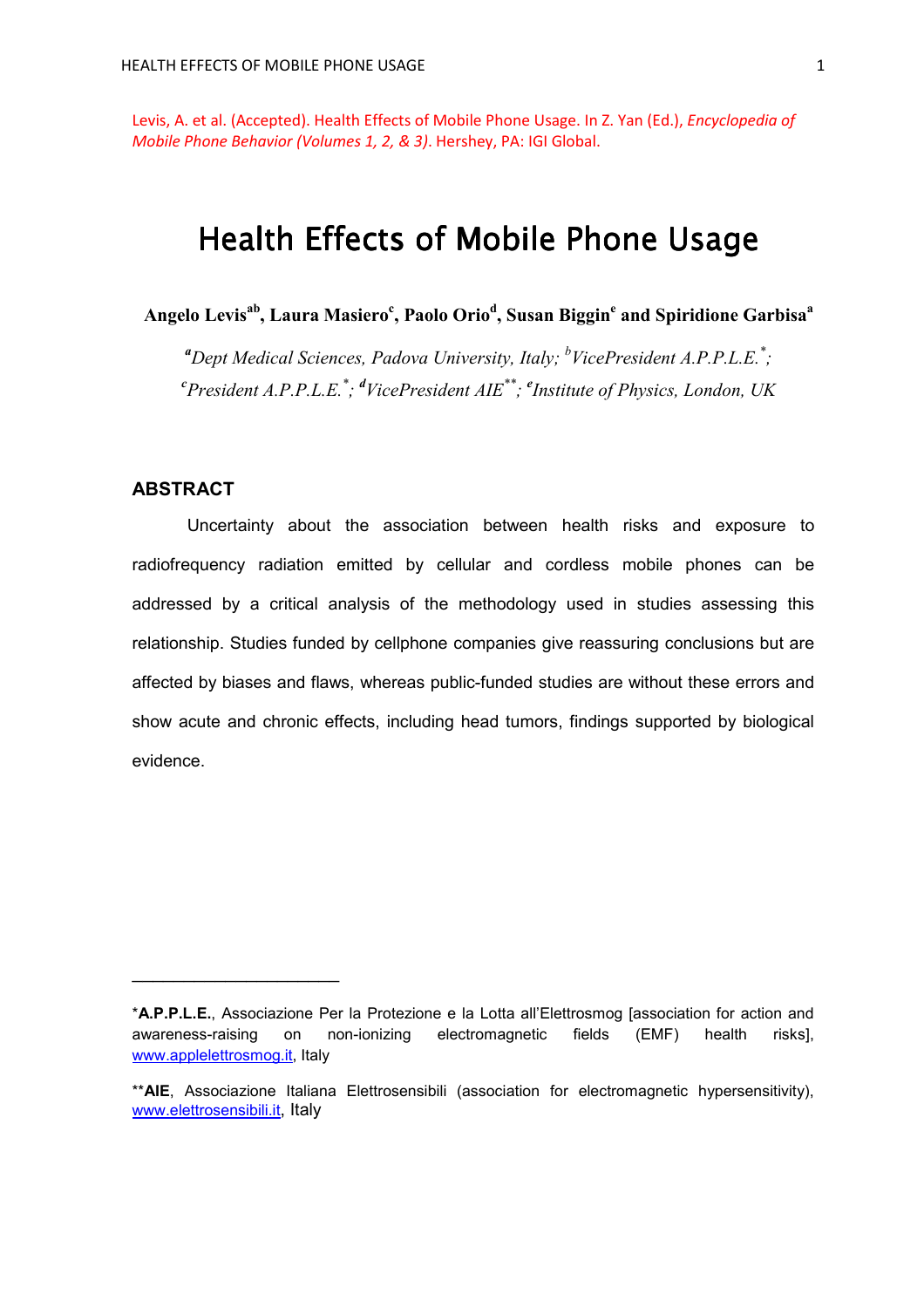Levis, A. et al. (Accepted). Health Effects of Mobile Phone Usage. In Z. Yan (Ed.), *Encyclopedia of Mobile Phone Behavior (Volumes 1, 2, & 3)*. Hershey, PA: IGI Global.

# Health Effects of Mobile Phone Usage

**Angelo Levis[ab], Laura Masiero[c], Paolo Orio[d], Susan Biggin[e] and Spiridione Garbisa[a]**

*[a]Dept Medical Sciences, Padova University, Italy; [b]VicePresident A.P.P.L.E.*;*
*[c]President A.P.P.L.E.*; [d]VicePresident AIE**; [e]Institute of Physics, London, UK*

## ABSTRACT

Uncertainty about the association between health risks and exposure to radiofrequency radiation emitted by cellular and cordless mobile phones can be addressed by a critical analysis of the methodology used in studies assessing this relationship. Studies funded by cellphone companies give reassuring conclusions but are affected by biases and flaws, whereas public-funded studies are without these errors and show acute and chronic effects, including head tumors, findings supported by biological evidence.

---

***A.P.P.L.E.**, Associazione Per la Protezione e la Lotta all'Elettrosmog [association for action and awareness-raising on non-ionizing electromagnetic fields (EMF) health risks], www.applelettrosmog.it, Italy

****AIE**, Associazione Italiana Elettrosensibili (association for electromagnetic hypersensitivity), www.elettrosensibili.it, Italy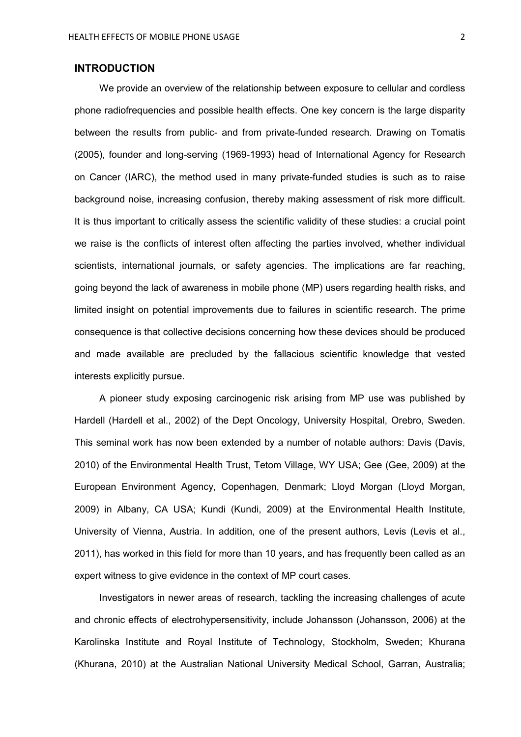## INTRODUCTION

We provide an overview of the relationship between exposure to cellular and cordless phone radiofrequencies and possible health effects. One key concern is the large disparity between the results from public- and from private-funded research. Drawing on Tomatis (2005), founder and long-serving (1969-1993) head of International Agency for Research on Cancer (IARC), the method used in many private-funded studies is such as to raise background noise, increasing confusion, thereby making assessment of risk more difficult. It is thus important to critically assess the scientific validity of these studies: a crucial point we raise is the conflicts of interest often affecting the parties involved, whether individual scientists, international journals, or safety agencies. The implications are far reaching, going beyond the lack of awareness in mobile phone (MP) users regarding health risks, and limited insight on potential improvements due to failures in scientific research. The prime consequence is that collective decisions concerning how these devices should be produced and made available are precluded by the fallacious scientific knowledge that vested interests explicitly pursue.

A pioneer study exposing carcinogenic risk arising from MP use was published by Hardell (Hardell et al., 2002) of the Dept Oncology, University Hospital, Orebro, Sweden. This seminal work has now been extended by a number of notable authors: Davis (Davis, 2010) of the Environmental Health Trust, Tetom Village, WY USA; Gee (Gee, 2009) at the European Environment Agency, Copenhagen, Denmark; Lloyd Morgan (Lloyd Morgan, 2009) in Albany, CA USA; Kundi (Kundi, 2009) at the Environmental Health Institute, University of Vienna, Austria. In addition, one of the present authors, Levis (Levis et al., 2011), has worked in this field for more than 10 years, and has frequently been called as an expert witness to give evidence in the context of MP court cases.

Investigators in newer areas of research, tackling the increasing challenges of acute and chronic effects of electrohypersensitivity, include Johansson (Johansson, 2006) at the Karolinska Institute and Royal Institute of Technology, Stockholm, Sweden; Khurana (Khurana, 2010) at the Australian National University Medical School, Garran, Australia;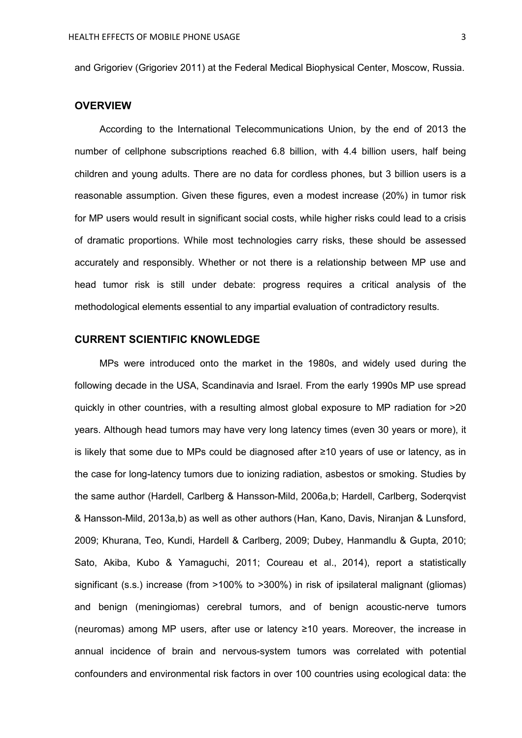and Grigoriev (Grigoriev 2011) at the Federal Medical Biophysical Center, Moscow, Russia.

## OVERVIEW

According to the International Telecommunications Union, by the end of 2013 the number of cellphone subscriptions reached 6.8 billion, with 4.4 billion users, half being children and young adults. There are no data for cordless phones, but 3 billion users is a reasonable assumption. Given these figures, even a modest increase (20%) in tumor risk for MP users would result in significant social costs, while higher risks could lead to a crisis of dramatic proportions. While most technologies carry risks, these should be assessed accurately and responsibly. Whether or not there is a relationship between MP use and head tumor risk is still under debate: progress requires a critical analysis of the methodological elements essential to any impartial evaluation of contradictory results.

## CURRENT SCIENTIFIC KNOWLEDGE

MPs were introduced onto the market in the 1980s, and widely used during the following decade in the USA, Scandinavia and Israel. From the early 1990s MP use spread quickly in other countries, with a resulting almost global exposure to MP radiation for >20 years. Although head tumors may have very long latency times (even 30 years or more), it is likely that some due to MPs could be diagnosed after ≥10 years of use or latency, as in the case for long-latency tumors due to ionizing radiation, asbestos or smoking. Studies by the same author (Hardell, Carlberg & Hansson-Mild, 2006a,b; Hardell, Carlberg, Soderqvist & Hansson-Mild, 2013a,b) as well as other authors (Han, Kano, Davis, Niranjan & Lunsford, 2009; Khurana, Teo, Kundi, Hardell & Carlberg, 2009; Dubey, Hanmandlu & Gupta, 2010; Sato, Akiba, Kubo & Yamaguchi, 2011; Coureau et al., 2014), report a statistically significant (s.s.) increase (from >100% to >300%) in risk of ipsilateral malignant (gliomas) and benign (meningiomas) cerebral tumors, and of benign acoustic-nerve tumors (neuromas) among MP users, after use or latency ≥10 years. Moreover, the increase in annual incidence of brain and nervous-system tumors was correlated with potential confounders and environmental risk factors in over 100 countries using ecological data: the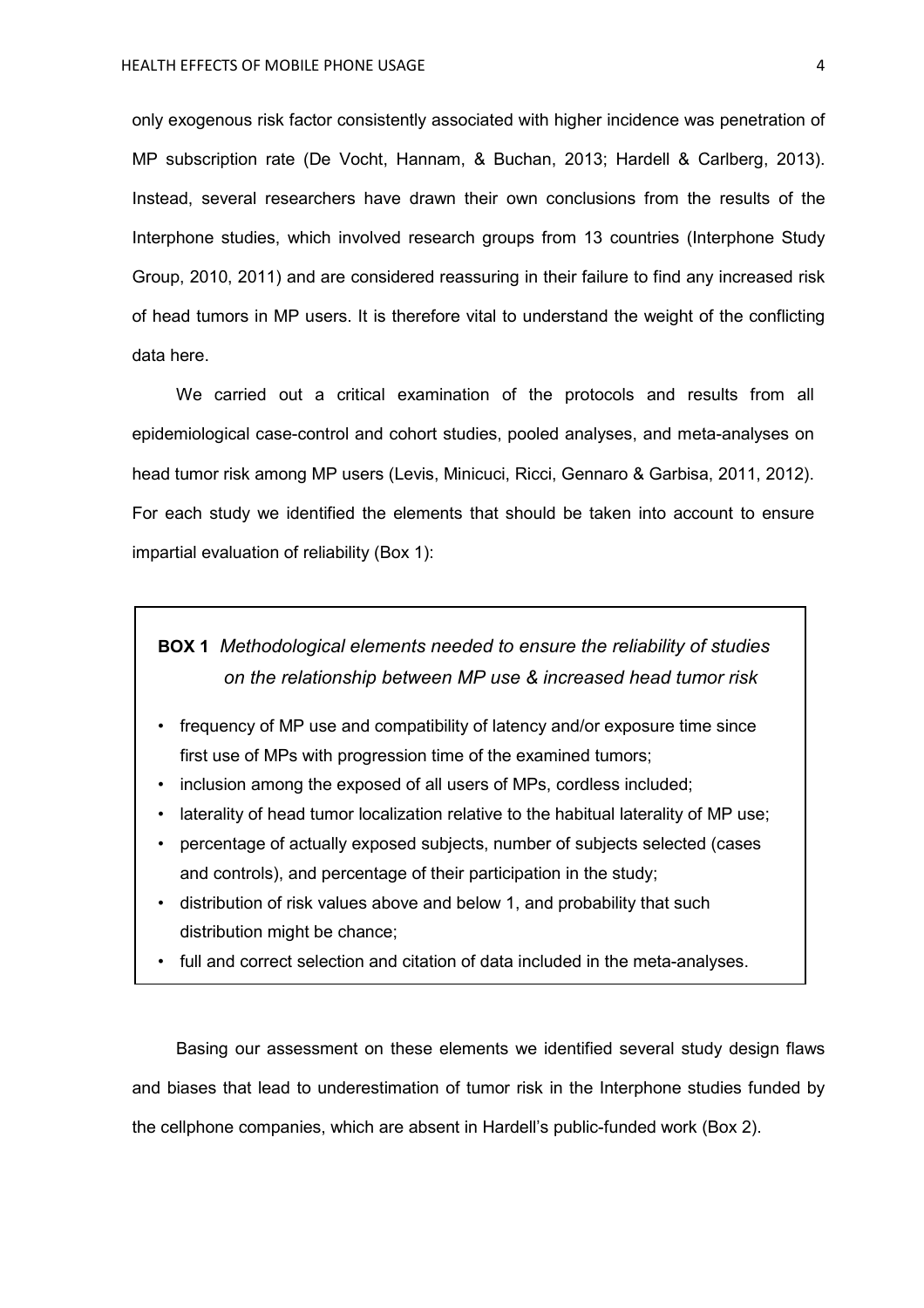only exogenous risk factor consistently associated with higher incidence was penetration of MP subscription rate (De Vocht, Hannam, & Buchan, 2013; Hardell & Carlberg, 2013). Instead, several researchers have drawn their own conclusions from the results of the Interphone studies, which involved research groups from 13 countries (Interphone Study Group, 2010, 2011) and are considered reassuring in their failure to find any increased risk of head tumors in MP users. It is therefore vital to understand the weight of the conflicting data here.

We carried out a critical examination of the protocols and results from all epidemiological case-control and cohort studies, pooled analyses, and meta-analyses on head tumor risk among MP users (Levis, Minicuci, Ricci, Gennaro & Garbisa, 2011, 2012). For each study we identified the elements that should be taken into account to ensure impartial evaluation of reliability (Box 1):

**BOX 1** *Methodological elements needed to ensure the reliability of studies on the relationship between MP use & increased head tumor risk*

- frequency of MP use and compatibility of latency and/or exposure time since first use of MPs with progression time of the examined tumors;
- inclusion among the exposed of all users of MPs, cordless included;
- laterality of head tumor localization relative to the habitual laterality of MP use;
- percentage of actually exposed subjects, number of subjects selected (cases and controls), and percentage of their participation in the study;
- distribution of risk values above and below 1, and probability that such distribution might be chance;
- full and correct selection and citation of data included in the meta-analyses.

Basing our assessment on these elements we identified several study design flaws and biases that lead to underestimation of tumor risk in the Interphone studies funded by the cellphone companies, which are absent in Hardell's public-funded work (Box 2).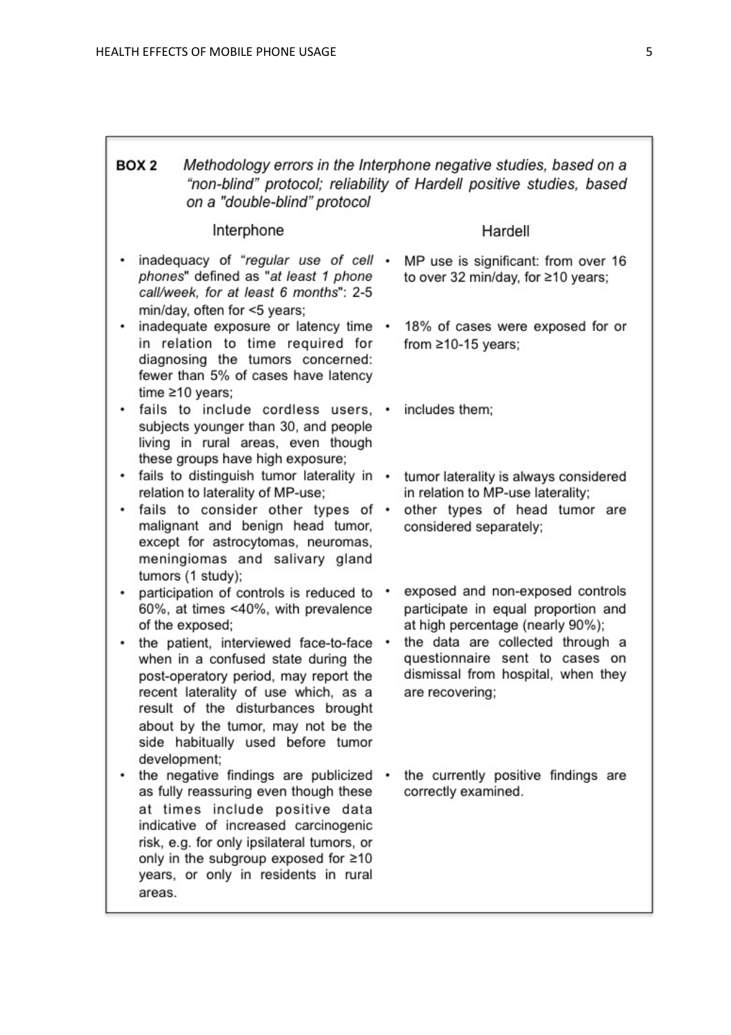**BOX 2** *Methodology errors in the Interphone negative studies, based on a "non-blind" protocol; reliability of Hardell positive studies, based on a "double-blind" protocol*

| Interphone | Hardell |
| --- | --- |
| • inadequacy of "*regular use of cell phones*" defined as "*at least 1 phone call/week, for at least 6 months*": 2-5 min/day, often for <5 years; | • MP use is significant: from over 16 to over 32 min/day, for ≥10 years; |
| • inadequate exposure or latency time in relation to time required for diagnosing the tumors concerned: fewer than 5% of cases have latency time ≥10 years; | • 18% of cases were exposed for or from ≥10-15 years; |
| • fails to include cordless users, subjects younger than 30, and people living in rural areas, even though these groups have high exposure; | • includes them; |
| • fails to distinguish tumor laterality in relation to laterality of MP-use; | • tumor laterality is always considered in relation to MP-use laterality; |
| • fails to consider other types of malignant and benign head tumor, except for astrocytomas, neuromas, meningiomas and salivary gland tumors (1 study); | • other types of head tumor are considered separately; |
| • participation of controls is reduced to 60%, at times <40%, with prevalence of the exposed; | • exposed and non-exposed controls participate in equal proportion and at high percentage (nearly 90%); |
| • the patient, interviewed face-to-face when in a confused state during the post-operatory period, may report the recent laterality of use which, as a result of the disturbances brought about by the tumor, may not be the side habitually used before tumor development; | • the data are collected through a questionnaire sent to cases on dismissal from hospital, when they are recovering; |
| • the negative findings are publicized as fully reassuring even though these at times include positive data indicative of increased carcinogenic risk, e.g. for only ipsilateral tumors, or only in the subgroup exposed for ≥10 years, or only in residents in rural areas. | • the currently positive findings are correctly examined. |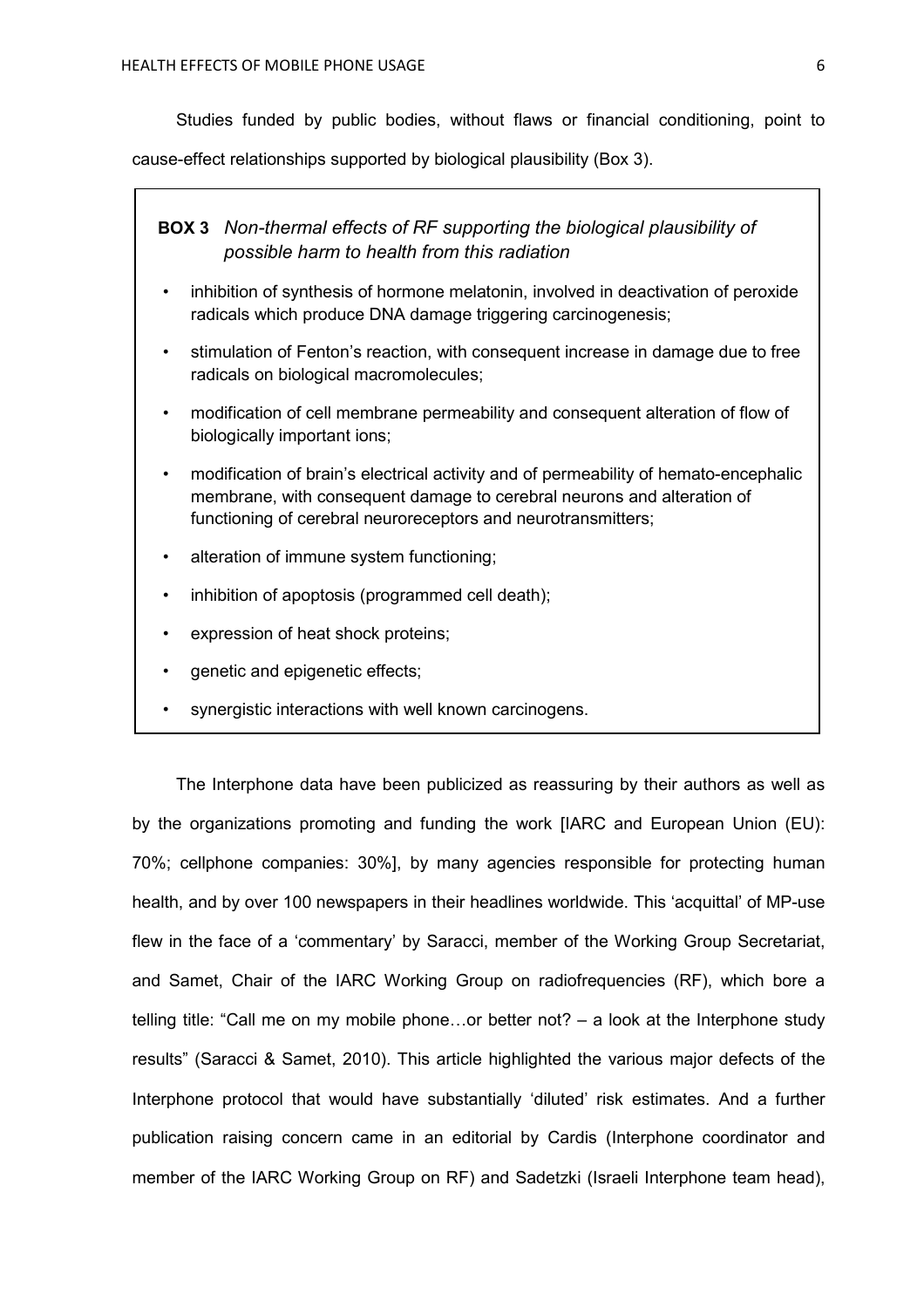Studies funded by public bodies, without flaws or financial conditioning, point to cause-effect relationships supported by biological plausibility (Box 3).

> **BOX 3** *Non-thermal effects of RF supporting the biological plausibility of possible harm to health from this radiation*
>
> - inhibition of synthesis of hormone melatonin, involved in deactivation of peroxide radicals which produce DNA damage triggering carcinogenesis;
> - stimulation of Fenton's reaction, with consequent increase in damage due to free radicals on biological macromolecules;
> - modification of cell membrane permeability and consequent alteration of flow of biologically important ions;
> - modification of brain's electrical activity and of permeability of hemato-encephalic membrane, with consequent damage to cerebral neurons and alteration of functioning of cerebral neuroreceptors and neurotransmitters;
> - alteration of immune system functioning;
> - inhibition of apoptosis (programmed cell death);
> - expression of heat shock proteins;
> - genetic and epigenetic effects;
> - synergistic interactions with well known carcinogens.

The Interphone data have been publicized as reassuring by their authors as well as by the organizations promoting and funding the work [IARC and European Union (EU): 70%; cellphone companies: 30%], by many agencies responsible for protecting human health, and by over 100 newspapers in their headlines worldwide. This 'acquittal' of MP-use flew in the face of a 'commentary' by Saracci, member of the Working Group Secretariat, and Samet, Chair of the IARC Working Group on radiofrequencies (RF), which bore a telling title: "Call me on my mobile phone…or better not? – a look at the Interphone study results" (Saracci & Samet, 2010). This article highlighted the various major defects of the Interphone protocol that would have substantially 'diluted' risk estimates. And a further publication raising concern came in an editorial by Cardis (Interphone coordinator and member of the IARC Working Group on RF) and Sadetzki (Israeli Interphone team head),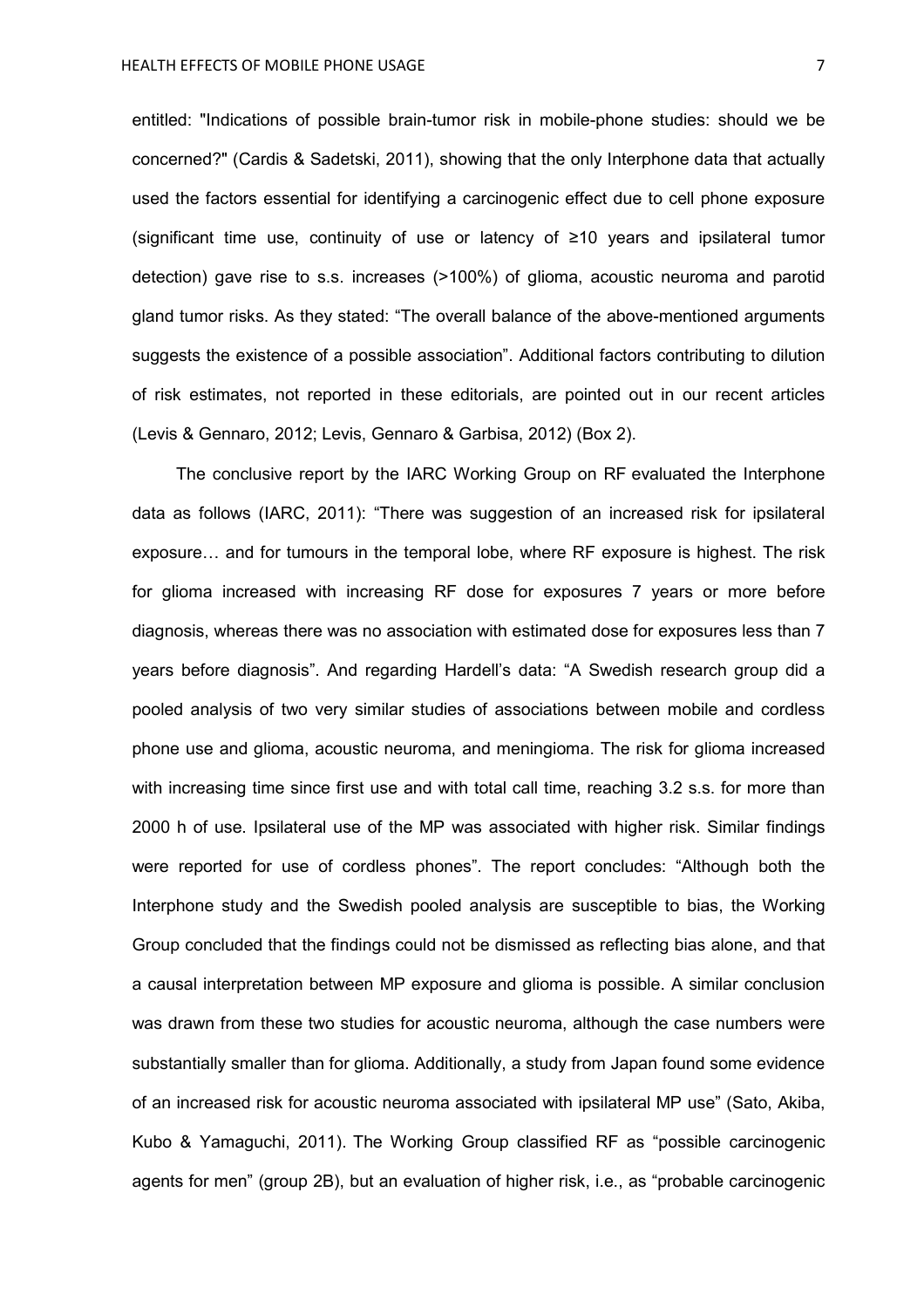entitled: "Indications of possible brain-tumor risk in mobile-phone studies: should we be concerned?" (Cardis & Sadetski, 2011), showing that the only Interphone data that actually used the factors essential for identifying a carcinogenic effect due to cell phone exposure (significant time use, continuity of use or latency of ≥10 years and ipsilateral tumor detection) gave rise to s.s. increases (>100%) of glioma, acoustic neuroma and parotid gland tumor risks. As they stated: "The overall balance of the above-mentioned arguments suggests the existence of a possible association". Additional factors contributing to dilution of risk estimates, not reported in these editorials, are pointed out in our recent articles (Levis & Gennaro, 2012; Levis, Gennaro & Garbisa, 2012) (Box 2).

The conclusive report by the IARC Working Group on RF evaluated the Interphone data as follows (IARC, 2011): "There was suggestion of an increased risk for ipsilateral exposure… and for tumours in the temporal lobe, where RF exposure is highest. The risk for glioma increased with increasing RF dose for exposures 7 years or more before diagnosis, whereas there was no association with estimated dose for exposures less than 7 years before diagnosis". And regarding Hardell's data: "A Swedish research group did a pooled analysis of two very similar studies of associations between mobile and cordless phone use and glioma, acoustic neuroma, and meningioma. The risk for glioma increased with increasing time since first use and with total call time, reaching 3.2 s.s. for more than 2000 h of use. Ipsilateral use of the MP was associated with higher risk. Similar findings were reported for use of cordless phones". The report concludes: "Although both the Interphone study and the Swedish pooled analysis are susceptible to bias, the Working Group concluded that the findings could not be dismissed as reflecting bias alone, and that a causal interpretation between MP exposure and glioma is possible. A similar conclusion was drawn from these two studies for acoustic neuroma, although the case numbers were substantially smaller than for glioma. Additionally, a study from Japan found some evidence of an increased risk for acoustic neuroma associated with ipsilateral MP use" (Sato, Akiba, Kubo & Yamaguchi, 2011). The Working Group classified RF as "possible carcinogenic agents for men" (group 2B), but an evaluation of higher risk, i.e., as "probable carcinogenic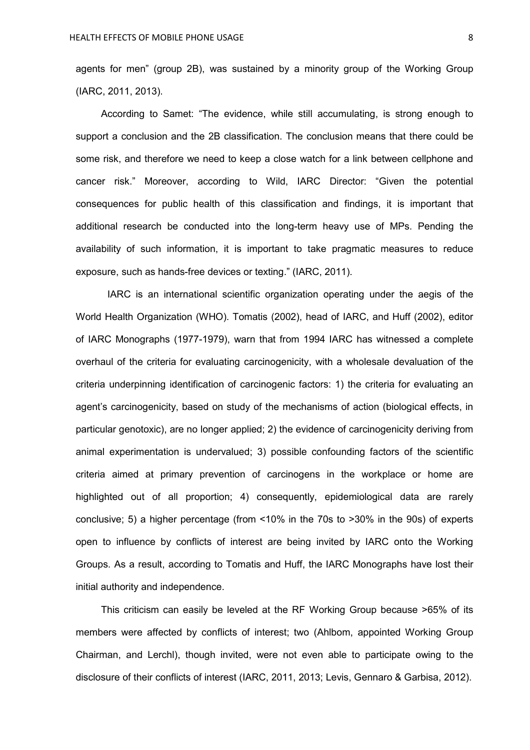agents for men" (group 2B), was sustained by a minority group of the Working Group (IARC, 2011, 2013).

According to Samet: "The evidence, while still accumulating, is strong enough to support a conclusion and the 2B classification. The conclusion means that there could be some risk, and therefore we need to keep a close watch for a link between cellphone and cancer risk." Moreover, according to Wild, IARC Director: "Given the potential consequences for public health of this classification and findings, it is important that additional research be conducted into the long-term heavy use of MPs. Pending the availability of such information, it is important to take pragmatic measures to reduce exposure, such as hands-free devices or texting." (IARC, 2011).

IARC is an international scientific organization operating under the aegis of the World Health Organization (WHO). Tomatis (2002), head of IARC, and Huff (2002), editor of IARC Monographs (1977-1979), warn that from 1994 IARC has witnessed a complete overhaul of the criteria for evaluating carcinogenicity, with a wholesale devaluation of the criteria underpinning identification of carcinogenic factors: 1) the criteria for evaluating an agent's carcinogenicity, based on study of the mechanisms of action (biological effects, in particular genotoxic), are no longer applied; 2) the evidence of carcinogenicity deriving from animal experimentation is undervalued; 3) possible confounding factors of the scientific criteria aimed at primary prevention of carcinogens in the workplace or home are highlighted out of all proportion; 4) consequently, epidemiological data are rarely conclusive; 5) a higher percentage (from <10% in the 70s to >30% in the 90s) of experts open to influence by conflicts of interest are being invited by IARC onto the Working Groups. As a result, according to Tomatis and Huff, the IARC Monographs have lost their initial authority and independence.

This criticism can easily be leveled at the RF Working Group because >65% of its members were affected by conflicts of interest; two (Ahlbom, appointed Working Group Chairman, and Lerchl), though invited, were not even able to participate owing to the disclosure of their conflicts of interest (IARC, 2011, 2013; Levis, Gennaro & Garbisa, 2012).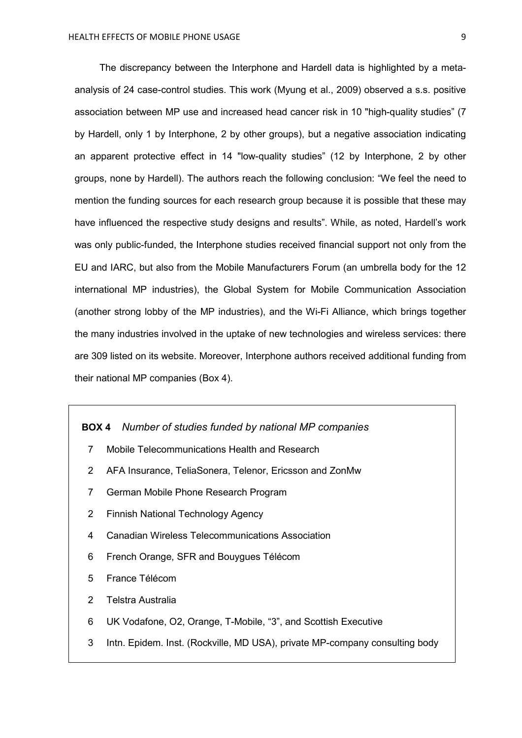The discrepancy between the Interphone and Hardell data is highlighted by a meta-analysis of 24 case-control studies. This work (Myung et al., 2009) observed a s.s. positive association between MP use and increased head cancer risk in 10 "high-quality studies" (7 by Hardell, only 1 by Interphone, 2 by other groups), but a negative association indicating an apparent protective effect in 14 "low-quality studies" (12 by Interphone, 2 by other groups, none by Hardell). The authors reach the following conclusion: "We feel the need to mention the funding sources for each research group because it is possible that these may have influenced the respective study designs and results". While, as noted, Hardell's work was only public-funded, the Interphone studies received financial support not only from the EU and IARC, but also from the Mobile Manufacturers Forum (an umbrella body for the 12 international MP industries), the Global System for Mobile Communication Association (another strong lobby of the MP industries), and the Wi-Fi Alliance, which brings together the many industries involved in the uptake of new technologies and wireless services: there are 309 listed on its website. Moreover, Interphone authors received additional funding from their national MP companies (Box 4).

**BOX 4** *Number of studies funded by national MP companies*

| | |
|---|---|
| 7 | Mobile Telecommunications Health and Research |
| 2 | AFA Insurance, TeliaSonera, Telenor, Ericsson and ZonMw |
| 7 | German Mobile Phone Research Program |
| 2 | Finnish National Technology Agency |
| 4 | Canadian Wireless Telecommunications Association |
| 6 | French Orange, SFR and Bouygues Télécom |
| 5 | France Télécom |
| 2 | Telstra Australia |
| 6 | UK Vodafone, O2, Orange, T-Mobile, "3", and Scottish Executive |
| 3 | Intn. Epidem. Inst. (Rockville, MD USA), private MP-company consulting body |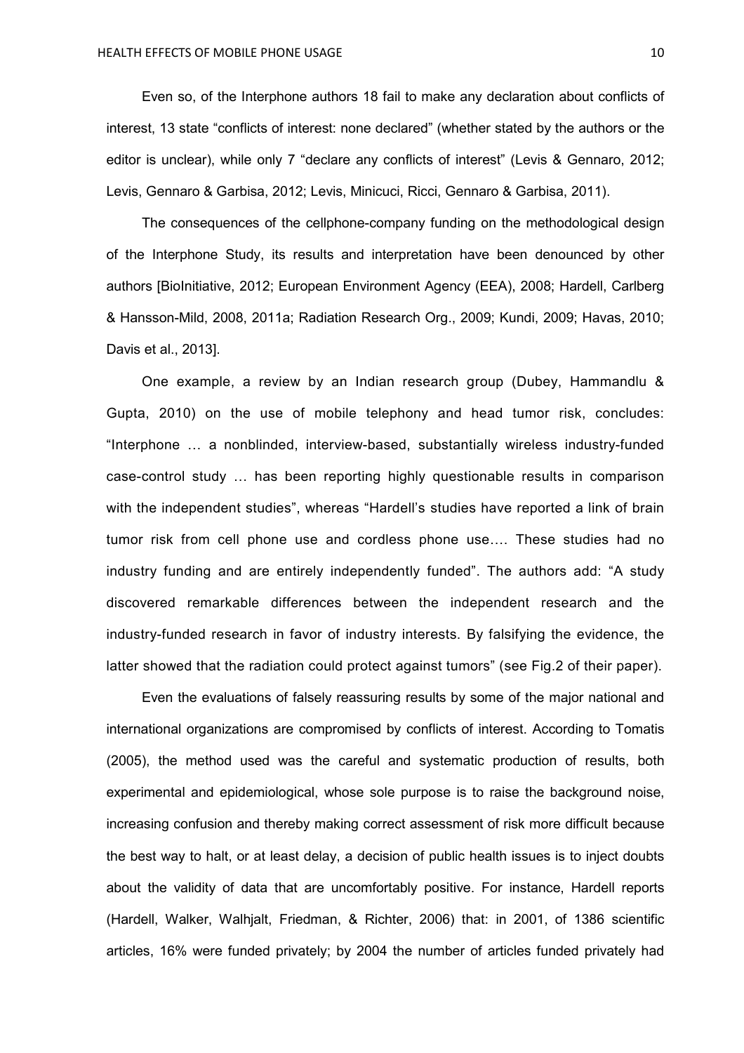Even so, of the Interphone authors 18 fail to make any declaration about conflicts of interest, 13 state "conflicts of interest: none declared" (whether stated by the authors or the editor is unclear), while only 7 "declare any conflicts of interest" (Levis & Gennaro, 2012; Levis, Gennaro & Garbisa, 2012; Levis, Minicuci, Ricci, Gennaro & Garbisa, 2011).

The consequences of the cellphone-company funding on the methodological design of the Interphone Study, its results and interpretation have been denounced by other authors [BioInitiative, 2012; European Environment Agency (EEA), 2008; Hardell, Carlberg & Hansson-Mild, 2008, 2011a; Radiation Research Org., 2009; Kundi, 2009; Havas, 2010; Davis et al., 2013].

One example, a review by an Indian research group (Dubey, Hammandlu & Gupta, 2010) on the use of mobile telephony and head tumor risk, concludes: "Interphone … a nonblinded, interview-based, substantially wireless industry-funded case-control study … has been reporting highly questionable results in comparison with the independent studies", whereas "Hardell's studies have reported a link of brain tumor risk from cell phone use and cordless phone use…. These studies had no industry funding and are entirely independently funded". The authors add: "A study discovered remarkable differences between the independent research and the industry-funded research in favor of industry interests. By falsifying the evidence, the latter showed that the radiation could protect against tumors" (see Fig.2 of their paper).

Even the evaluations of falsely reassuring results by some of the major national and international organizations are compromised by conflicts of interest. According to Tomatis (2005), the method used was the careful and systematic production of results, both experimental and epidemiological, whose sole purpose is to raise the background noise, increasing confusion and thereby making correct assessment of risk more difficult because the best way to halt, or at least delay, a decision of public health issues is to inject doubts about the validity of data that are uncomfortably positive. For instance, Hardell reports (Hardell, Walker, Walhjalt, Friedman, & Richter, 2006) that: in 2001, of 1386 scientific articles, 16% were funded privately; by 2004 the number of articles funded privately had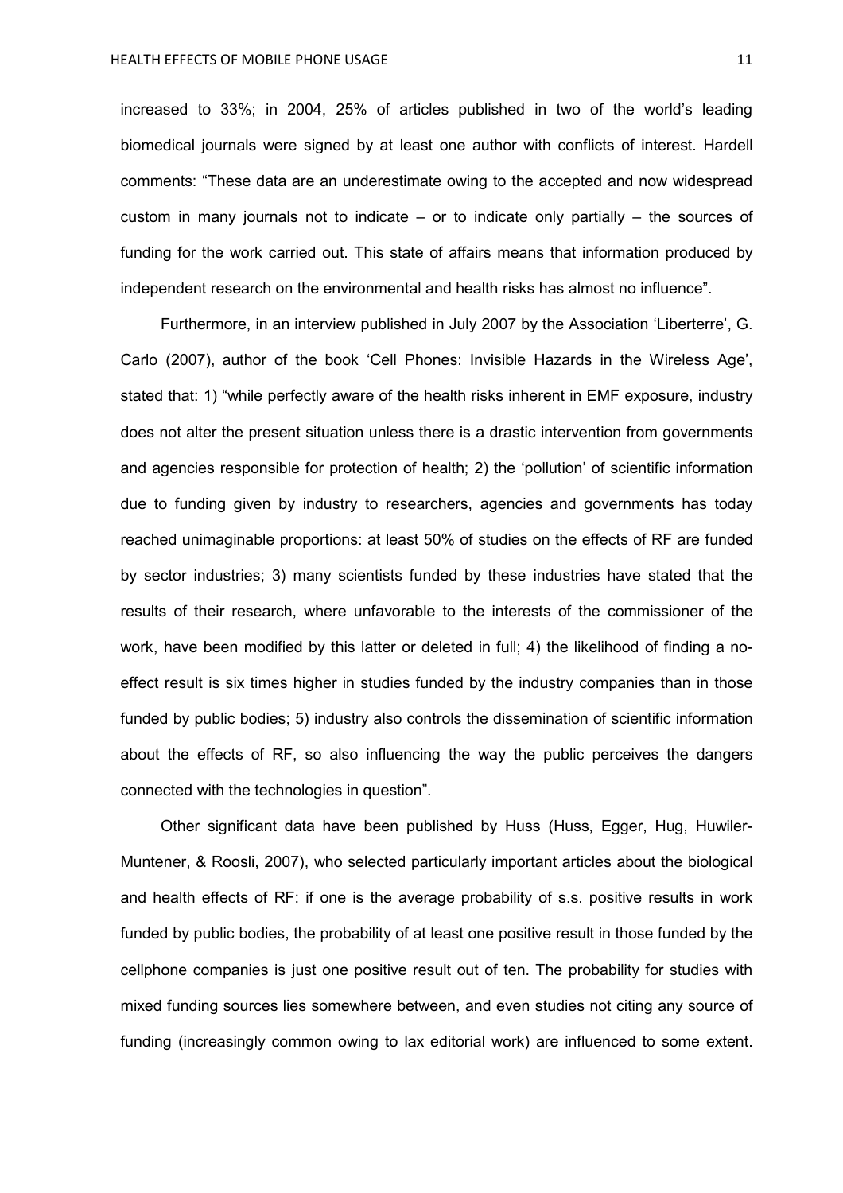increased to 33%; in 2004, 25% of articles published in two of the world's leading biomedical journals were signed by at least one author with conflicts of interest. Hardell comments: "These data are an underestimate owing to the accepted and now widespread custom in many journals not to indicate – or to indicate only partially – the sources of funding for the work carried out. This state of affairs means that information produced by independent research on the environmental and health risks has almost no influence".

Furthermore, in an interview published in July 2007 by the Association 'Liberterre', G. Carlo (2007), author of the book 'Cell Phones: Invisible Hazards in the Wireless Age', stated that: 1) "while perfectly aware of the health risks inherent in EMF exposure, industry does not alter the present situation unless there is a drastic intervention from governments and agencies responsible for protection of health; 2) the 'pollution' of scientific information due to funding given by industry to researchers, agencies and governments has today reached unimaginable proportions: at least 50% of studies on the effects of RF are funded by sector industries; 3) many scientists funded by these industries have stated that the results of their research, where unfavorable to the interests of the commissioner of the work, have been modified by this latter or deleted in full; 4) the likelihood of finding a no-effect result is six times higher in studies funded by the industry companies than in those funded by public bodies; 5) industry also controls the dissemination of scientific information about the effects of RF, so also influencing the way the public perceives the dangers connected with the technologies in question".

Other significant data have been published by Huss (Huss, Egger, Hug, Huwiler-Muntener, & Roosli, 2007), who selected particularly important articles about the biological and health effects of RF: if one is the average probability of s.s. positive results in work funded by public bodies, the probability of at least one positive result in those funded by the cellphone companies is just one positive result out of ten. The probability for studies with mixed funding sources lies somewhere between, and even studies not citing any source of funding (increasingly common owing to lax editorial work) are influenced to some extent.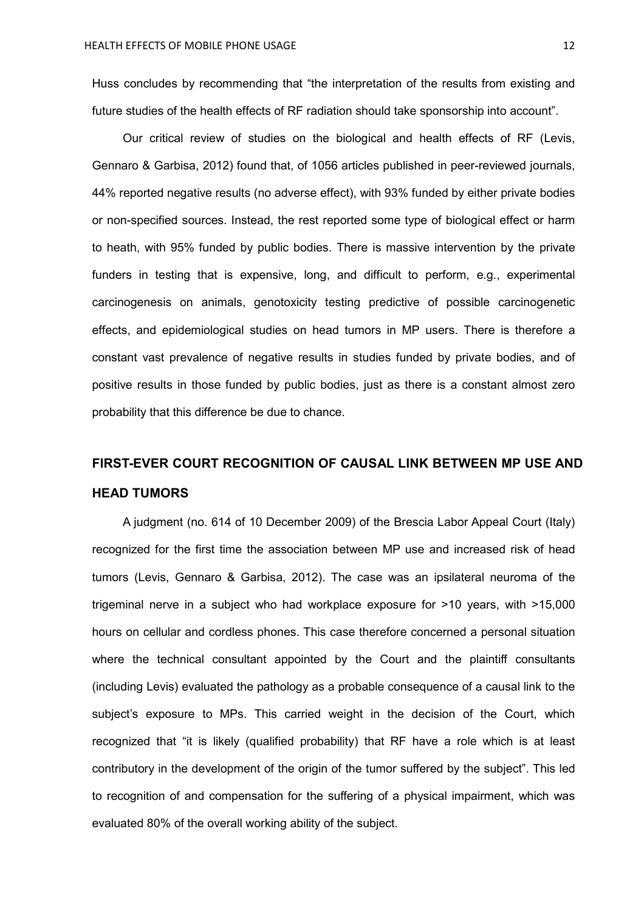Huss concludes by recommending that "the interpretation of the results from existing and future studies of the health effects of RF radiation should take sponsorship into account".

Our critical review of studies on the biological and health effects of RF (Levis, Gennaro & Garbisa, 2012) found that, of 1056 articles published in peer-reviewed journals, 44% reported negative results (no adverse effect), with 93% funded by either private bodies or non-specified sources. Instead, the rest reported some type of biological effect or harm to heath, with 95% funded by public bodies. There is massive intervention by the private funders in testing that is expensive, long, and difficult to perform, e.g., experimental carcinogenesis on animals, genotoxicity testing predictive of possible carcinogenetic effects, and epidemiological studies on head tumors in MP users. There is therefore a constant vast prevalence of negative results in studies funded by private bodies, and of positive results in those funded by public bodies, just as there is a constant almost zero probability that this difference be due to chance.

## FIRST-EVER COURT RECOGNITION OF CAUSAL LINK BETWEEN MP USE AND HEAD TUMORS

A judgment (no. 614 of 10 December 2009) of the Brescia Labor Appeal Court (Italy) recognized for the first time the association between MP use and increased risk of head tumors (Levis, Gennaro & Garbisa, 2012). The case was an ipsilateral neuroma of the trigeminal nerve in a subject who had workplace exposure for >10 years, with >15,000 hours on cellular and cordless phones. This case therefore concerned a personal situation where the technical consultant appointed by the Court and the plaintiff consultants (including Levis) evaluated the pathology as a probable consequence of a causal link to the subject's exposure to MPs. This carried weight in the decision of the Court, which recognized that "it is likely (qualified probability) that RF have a role which is at least contributory in the development of the origin of the tumor suffered by the subject". This led to recognition of and compensation for the suffering of a physical impairment, which was evaluated 80% of the overall working ability of the subject.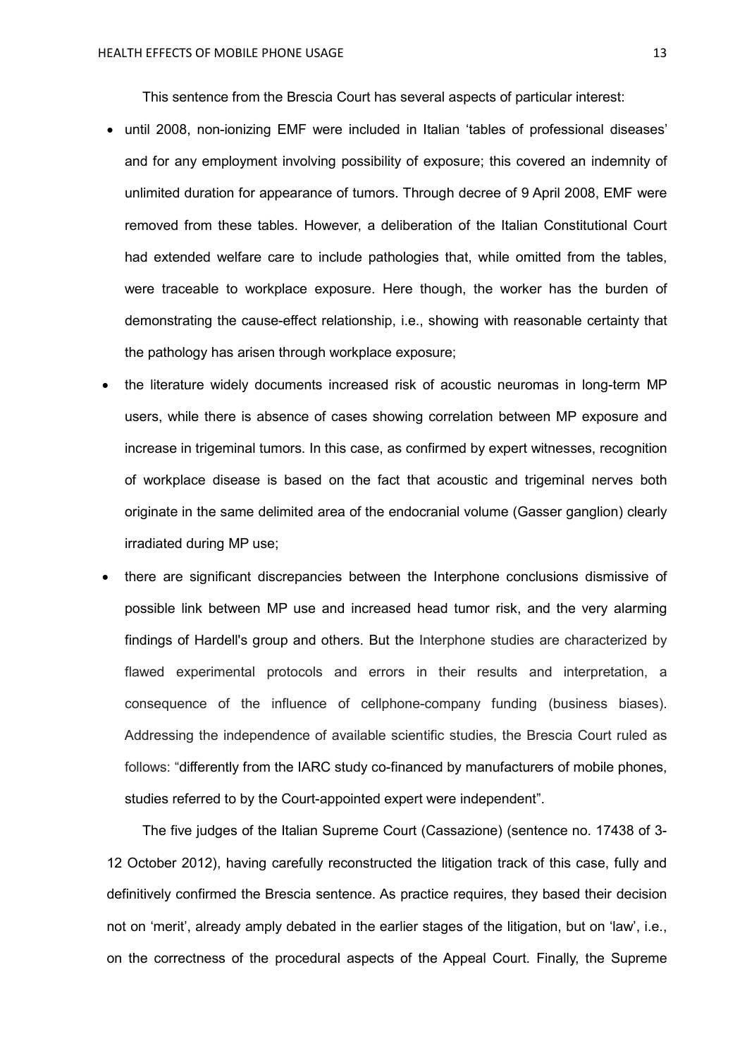This sentence from the Brescia Court has several aspects of particular interest:

- until 2008, non-ionizing EMF were included in Italian 'tables of professional diseases' and for any employment involving possibility of exposure; this covered an indemnity of unlimited duration for appearance of tumors. Through decree of 9 April 2008, EMF were removed from these tables. However, a deliberation of the Italian Constitutional Court had extended welfare care to include pathologies that, while omitted from the tables, were traceable to workplace exposure. Here though, the worker has the burden of demonstrating the cause-effect relationship, i.e., showing with reasonable certainty that the pathology has arisen through workplace exposure;
- the literature widely documents increased risk of acoustic neuromas in long-term MP users, while there is absence of cases showing correlation between MP exposure and increase in trigeminal tumors. In this case, as confirmed by expert witnesses, recognition of workplace disease is based on the fact that acoustic and trigeminal nerves both originate in the same delimited area of the endocranial volume (Gasser ganglion) clearly irradiated during MP use;
- there are significant discrepancies between the Interphone conclusions dismissive of possible link between MP use and increased head tumor risk, and the very alarming findings of Hardell's group and others. But the Interphone studies are characterized by flawed experimental protocols and errors in their results and interpretation, a consequence of the influence of cellphone-company funding (business biases). Addressing the independence of available scientific studies, the Brescia Court ruled as follows: "differently from the IARC study co-financed by manufacturers of mobile phones, studies referred to by the Court-appointed expert were independent".

The five judges of the Italian Supreme Court (Cassazione) (sentence no. 17438 of 3-12 October 2012), having carefully reconstructed the litigation track of this case, fully and definitively confirmed the Brescia sentence. As practice requires, they based their decision not on 'merit', already amply debated in the earlier stages of the litigation, but on 'law', i.e., on the correctness of the procedural aspects of the Appeal Court. Finally, the Supreme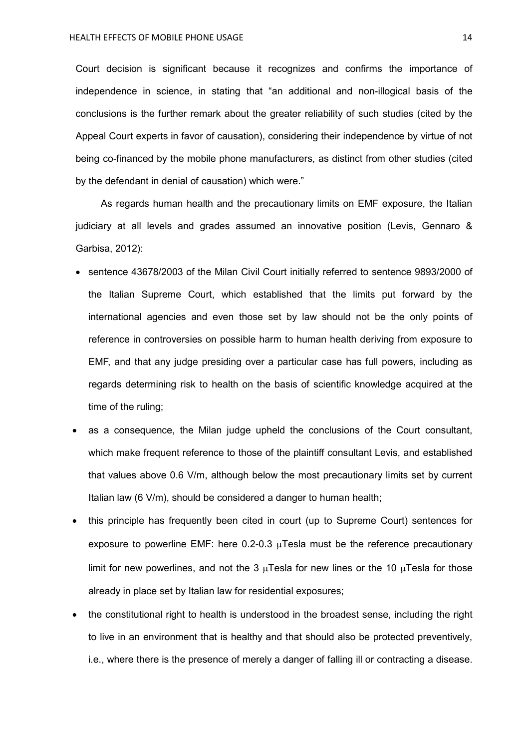Court decision is significant because it recognizes and confirms the importance of independence in science, in stating that "an additional and non-illogical basis of the conclusions is the further remark about the greater reliability of such studies (cited by the Appeal Court experts in favor of causation), considering their independence by virtue of not being co-financed by the mobile phone manufacturers, as distinct from other studies (cited by the defendant in denial of causation) which were."

As regards human health and the precautionary limits on EMF exposure, the Italian judiciary at all levels and grades assumed an innovative position (Levis, Gennaro & Garbisa, 2012):

- sentence 43678/2003 of the Milan Civil Court initially referred to sentence 9893/2000 of the Italian Supreme Court, which established that the limits put forward by the international agencies and even those set by law should not be the only points of reference in controversies on possible harm to human health deriving from exposure to EMF, and that any judge presiding over a particular case has full powers, including as regards determining risk to health on the basis of scientific knowledge acquired at the time of the ruling;
- as a consequence, the Milan judge upheld the conclusions of the Court consultant, which make frequent reference to those of the plaintiff consultant Levis, and established that values above 0.6 V/m, although below the most precautionary limits set by current Italian law (6 V/m), should be considered a danger to human health;
- this principle has frequently been cited in court (up to Supreme Court) sentences for exposure to powerline EMF: here 0.2-0.3 μTesla must be the reference precautionary limit for new powerlines, and not the 3 μTesla for new lines or the 10 μTesla for those already in place set by Italian law for residential exposures;
- the constitutional right to health is understood in the broadest sense, including the right to live in an environment that is healthy and that should also be protected preventively, i.e., where there is the presence of merely a danger of falling ill or contracting a disease.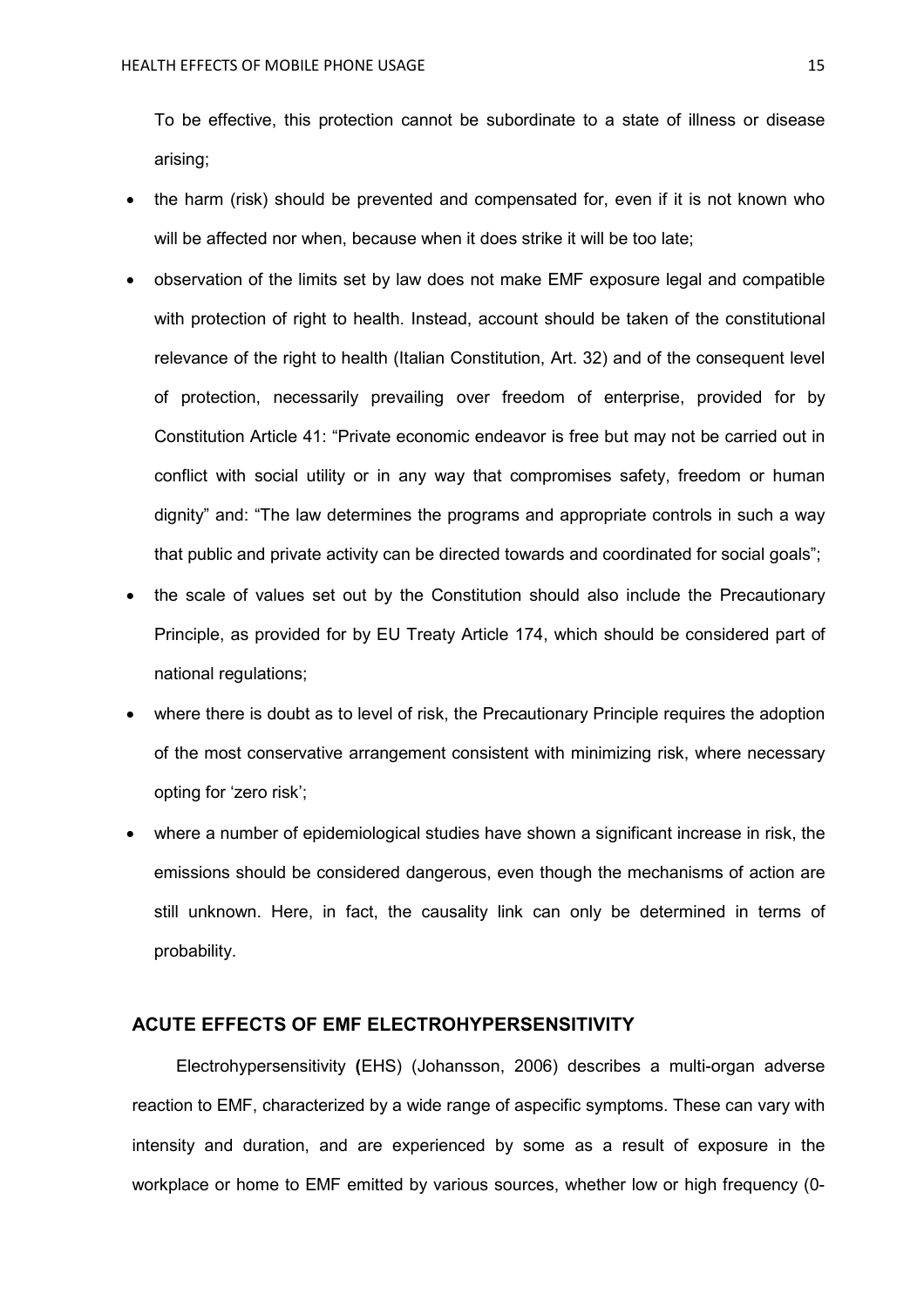To be effective, this protection cannot be subordinate to a state of illness or disease arising;

- the harm (risk) should be prevented and compensated for, even if it is not known who will be affected nor when, because when it does strike it will be too late;
- observation of the limits set by law does not make EMF exposure legal and compatible with protection of right to health. Instead, account should be taken of the constitutional relevance of the right to health (Italian Constitution, Art. 32) and of the consequent level of protection, necessarily prevailing over freedom of enterprise, provided for by Constitution Article 41: "Private economic endeavor is free but may not be carried out in conflict with social utility or in any way that compromises safety, freedom or human dignity" and: "The law determines the programs and appropriate controls in such a way that public and private activity can be directed towards and coordinated for social goals";
- the scale of values set out by the Constitution should also include the Precautionary Principle, as provided for by EU Treaty Article 174, which should be considered part of national regulations;
- where there is doubt as to level of risk, the Precautionary Principle requires the adoption of the most conservative arrangement consistent with minimizing risk, where necessary opting for 'zero risk';
- where a number of epidemiological studies have shown a significant increase in risk, the emissions should be considered dangerous, even though the mechanisms of action are still unknown. Here, in fact, the causality link can only be determined in terms of probability.

## ACUTE EFFECTS OF EMF ELECTROHYPERSENSITIVITY

Electrohypersensitivity **(**EHS) (Johansson, 2006) describes a multi-organ adverse reaction to EMF, characterized by a wide range of aspecific symptoms. These can vary with intensity and duration, and are experienced by some as a result of exposure in the workplace or home to EMF emitted by various sources, whether low or high frequency (0-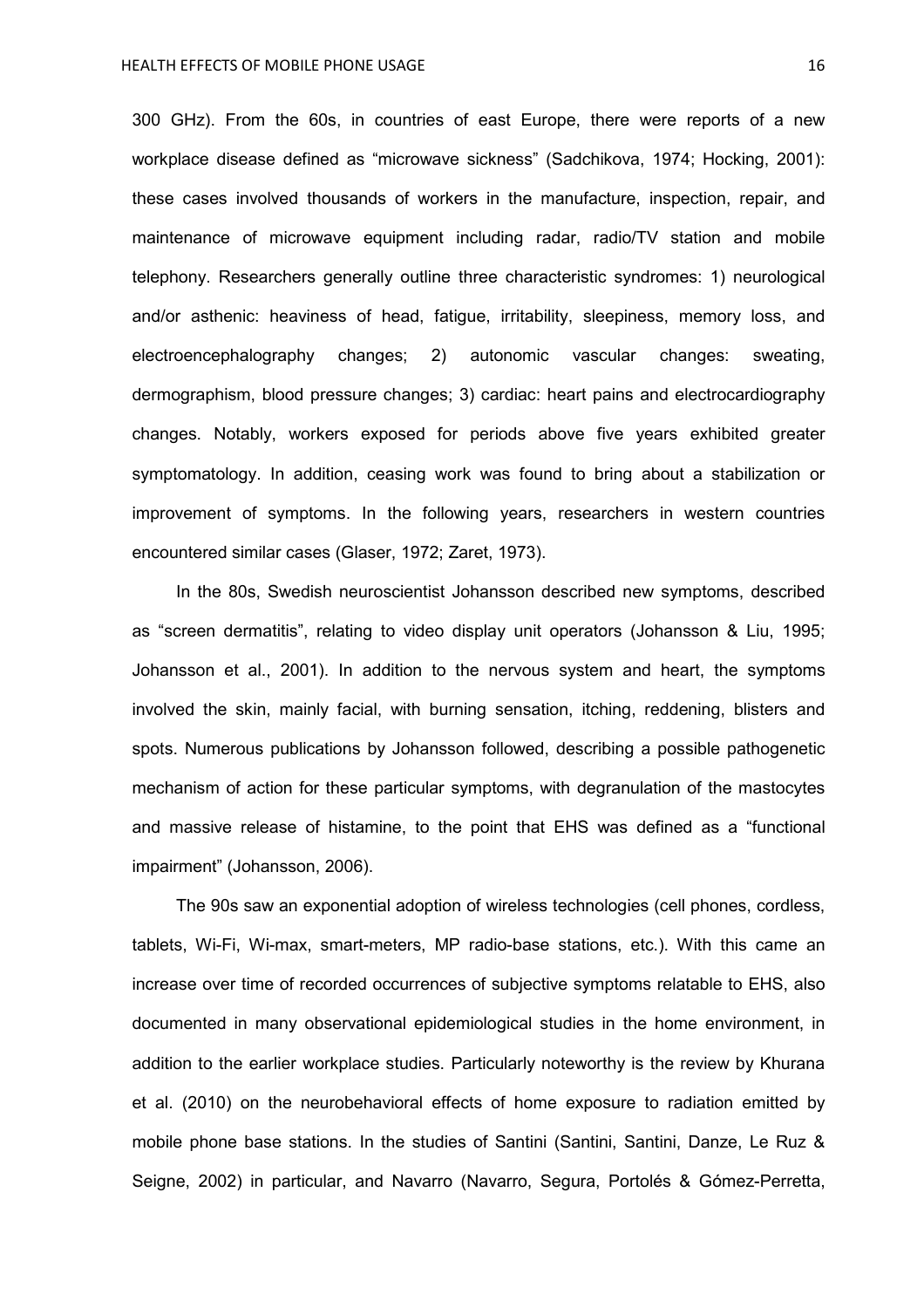300 GHz). From the 60s, in countries of east Europe, there were reports of a new workplace disease defined as “microwave sickness” (Sadchikova, 1974; Hocking, 2001): these cases involved thousands of workers in the manufacture, inspection, repair, and maintenance of microwave equipment including radar, radio/TV station and mobile telephony. Researchers generally outline three characteristic syndromes: 1) neurological and/or asthenic: heaviness of head, fatigue, irritability, sleepiness, memory loss, and electroencephalography changes; 2) autonomic vascular changes: sweating, dermographism, blood pressure changes; 3) cardiac: heart pains and electrocardiography changes. Notably, workers exposed for periods above five years exhibited greater symptomatology. In addition, ceasing work was found to bring about a stabilization or improvement of symptoms. In the following years, researchers in western countries encountered similar cases (Glaser, 1972; Zaret, 1973).

In the 80s, Swedish neuroscientist Johansson described new symptoms, described as “screen dermatitis”, relating to video display unit operators (Johansson & Liu, 1995; Johansson et al., 2001). In addition to the nervous system and heart, the symptoms involved the skin, mainly facial, with burning sensation, itching, reddening, blisters and spots. Numerous publications by Johansson followed, describing a possible pathogenetic mechanism of action for these particular symptoms, with degranulation of the mastocytes and massive release of histamine, to the point that EHS was defined as a “functional impairment” (Johansson, 2006).

The 90s saw an exponential adoption of wireless technologies (cell phones, cordless, tablets, Wi-Fi, Wi-max, smart-meters, MP radio-base stations, etc.). With this came an increase over time of recorded occurrences of subjective symptoms relatable to EHS, also documented in many observational epidemiological studies in the home environment, in addition to the earlier workplace studies. Particularly noteworthy is the review by Khurana et al. (2010) on the neurobehavioral effects of home exposure to radiation emitted by mobile phone base stations. In the studies of Santini (Santini, Santini, Danze, Le Ruz & Seigne, 2002) in particular, and Navarro (Navarro, Segura, Portolés & Gómez-Perretta,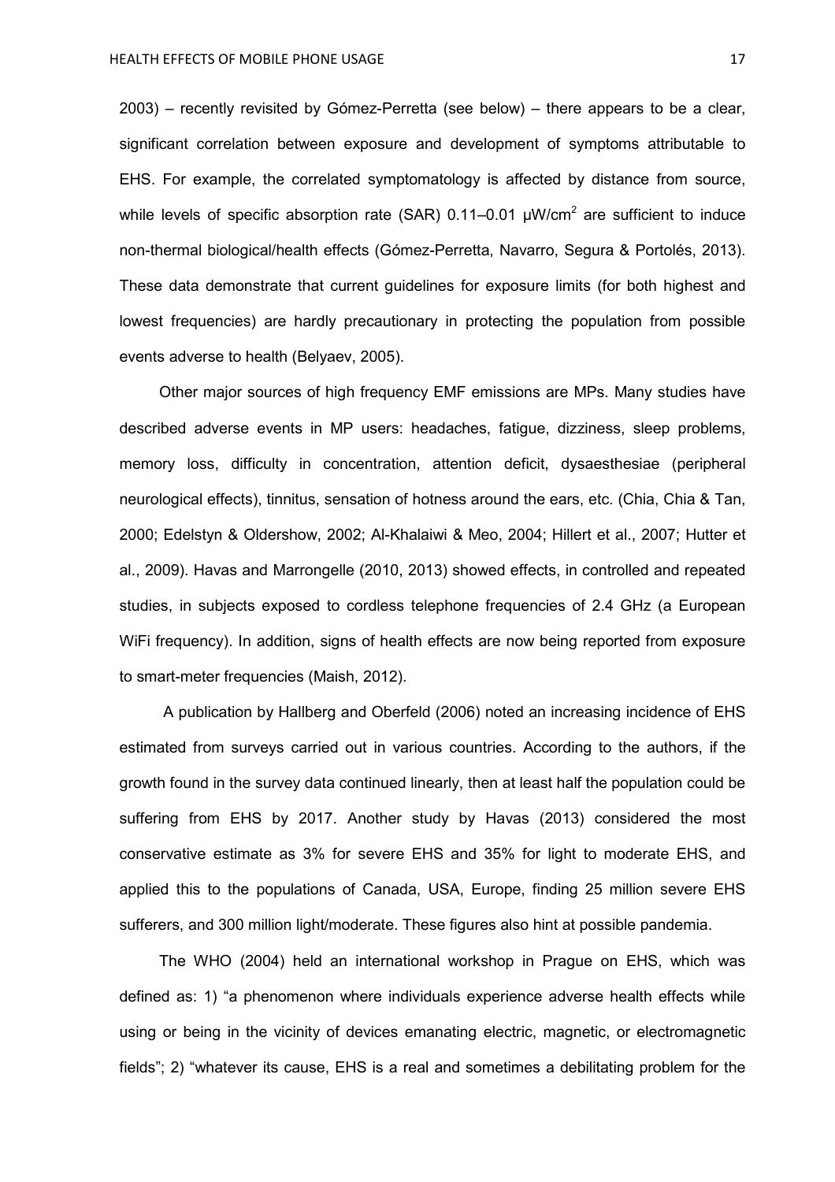2003) – recently revisited by Gómez-Perretta (see below) – there appears to be a clear, significant correlation between exposure and development of symptoms attributable to EHS. For example, the correlated symptomatology is affected by distance from source, while levels of specific absorption rate (SAR) 0.11–0.01 μW/cm$^2$ are sufficient to induce non-thermal biological/health effects (Gómez-Perretta, Navarro, Segura & Portolés, 2013). These data demonstrate that current guidelines for exposure limits (for both highest and lowest frequencies) are hardly precautionary in protecting the population from possible events adverse to health (Belyaev, 2005).

Other major sources of high frequency EMF emissions are MPs. Many studies have described adverse events in MP users: headaches, fatigue, dizziness, sleep problems, memory loss, difficulty in concentration, attention deficit, dysaesthesiae (peripheral neurological effects), tinnitus, sensation of hotness around the ears, etc. (Chia, Chia & Tan, 2000; Edelstyn & Oldershow, 2002; Al-Khalaiwi & Meo, 2004; Hillert et al., 2007; Hutter et al., 2009). Havas and Marrongelle (2010, 2013) showed effects, in controlled and repeated studies, in subjects exposed to cordless telephone frequencies of 2.4 GHz (a European WiFi frequency). In addition, signs of health effects are now being reported from exposure to smart-meter frequencies (Maish, 2012).

A publication by Hallberg and Oberfeld (2006) noted an increasing incidence of EHS estimated from surveys carried out in various countries. According to the authors, if the growth found in the survey data continued linearly, then at least half the population could be suffering from EHS by 2017. Another study by Havas (2013) considered the most conservative estimate as 3% for severe EHS and 35% for light to moderate EHS, and applied this to the populations of Canada, USA, Europe, finding 25 million severe EHS sufferers, and 300 million light/moderate. These figures also hint at possible pandemia.

The WHO (2004) held an international workshop in Prague on EHS, which was defined as: 1) "a phenomenon where individuals experience adverse health effects while using or being in the vicinity of devices emanating electric, magnetic, or electromagnetic fields"; 2) "whatever its cause, EHS is a real and sometimes a debilitating problem for the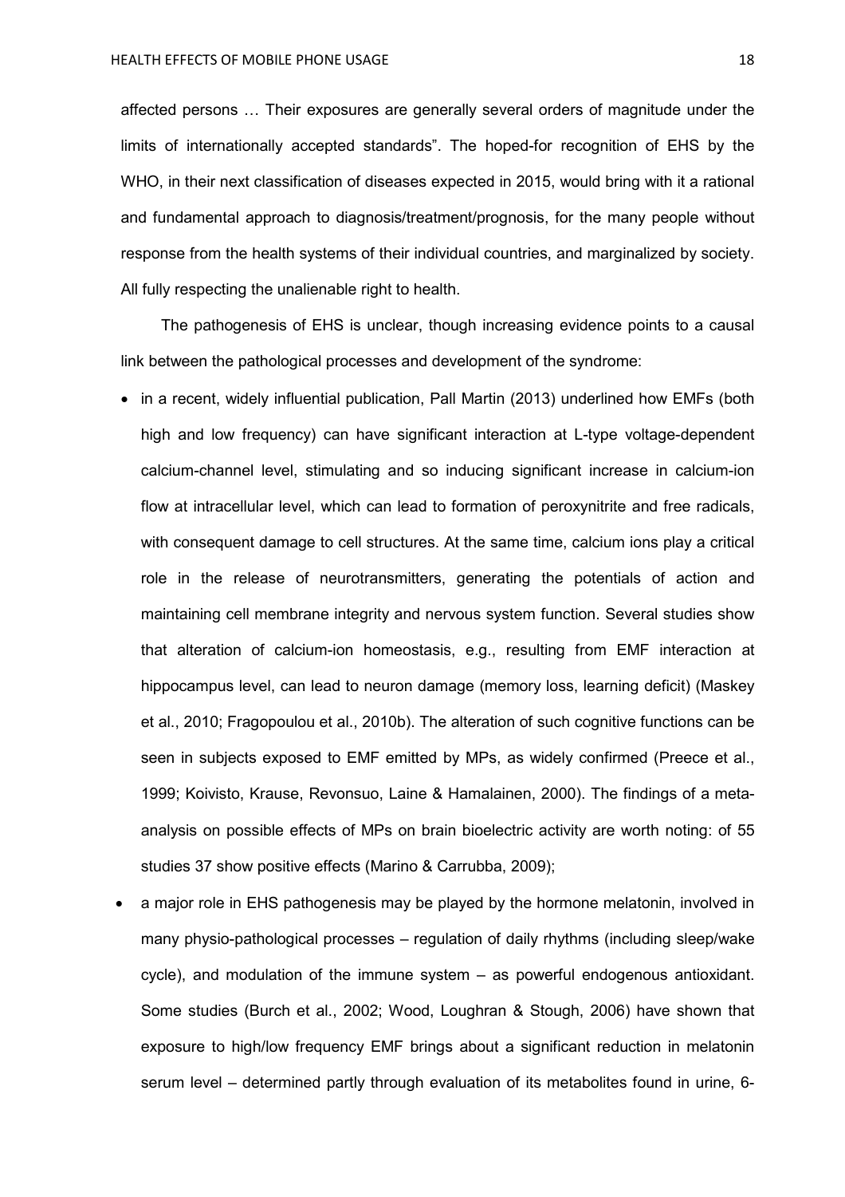affected persons … Their exposures are generally several orders of magnitude under the limits of internationally accepted standards". The hoped-for recognition of EHS by the WHO, in their next classification of diseases expected in 2015, would bring with it a rational and fundamental approach to diagnosis/treatment/prognosis, for the many people without response from the health systems of their individual countries, and marginalized by society. All fully respecting the unalienable right to health.

The pathogenesis of EHS is unclear, though increasing evidence points to a causal link between the pathological processes and development of the syndrome:

- in a recent, widely influential publication, Pall Martin (2013) underlined how EMFs (both high and low frequency) can have significant interaction at L-type voltage-dependent calcium-channel level, stimulating and so inducing significant increase in calcium-ion flow at intracellular level, which can lead to formation of peroxynitrite and free radicals, with consequent damage to cell structures. At the same time, calcium ions play a critical role in the release of neurotransmitters, generating the potentials of action and maintaining cell membrane integrity and nervous system function. Several studies show that alteration of calcium-ion homeostasis, e.g., resulting from EMF interaction at hippocampus level, can lead to neuron damage (memory loss, learning deficit) (Maskey et al., 2010; Fragopoulou et al., 2010b). The alteration of such cognitive functions can be seen in subjects exposed to EMF emitted by MPs, as widely confirmed (Preece et al., 1999; Koivisto, Krause, Revonsuo, Laine & Hamalainen, 2000). The findings of a meta-analysis on possible effects of MPs on brain bioelectric activity are worth noting: of 55 studies 37 show positive effects (Marino & Carrubba, 2009);
- a major role in EHS pathogenesis may be played by the hormone melatonin, involved in many physio-pathological processes – regulation of daily rhythms (including sleep/wake cycle), and modulation of the immune system – as powerful endogenous antioxidant. Some studies (Burch et al., 2002; Wood, Loughran & Stough, 2006) have shown that exposure to high/low frequency EMF brings about a significant reduction in melatonin serum level – determined partly through evaluation of its metabolites found in urine, 6-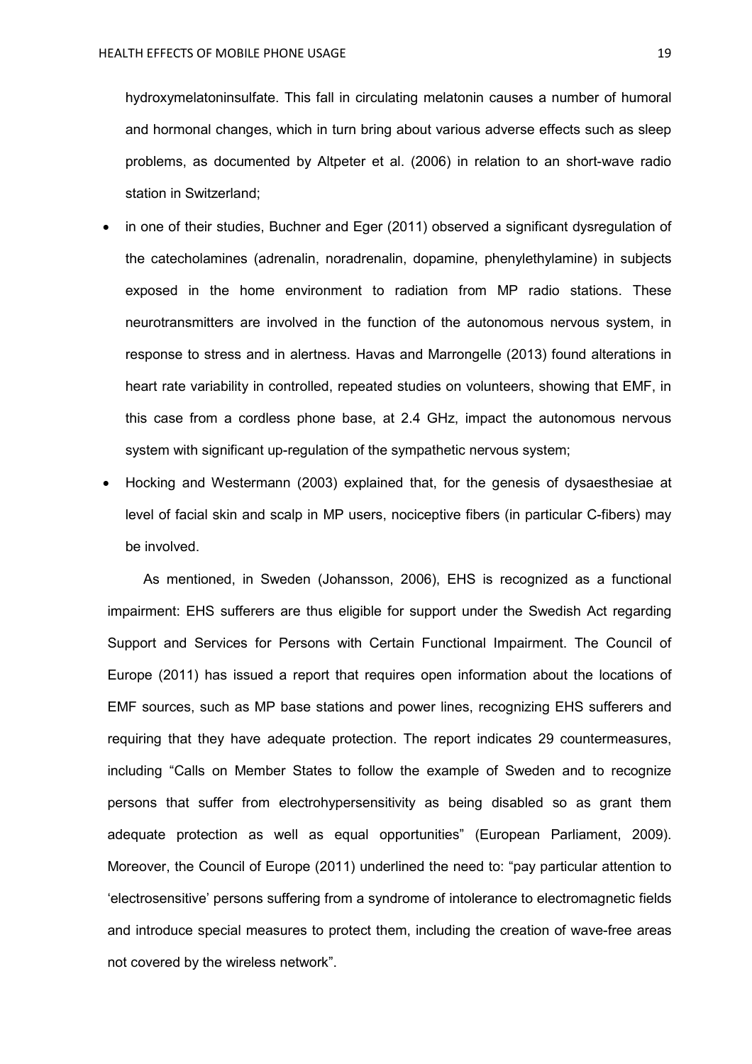hydroxymelatoninsulfate. This fall in circulating melatonin causes a number of humoral and hormonal changes, which in turn bring about various adverse effects such as sleep problems, as documented by Altpeter et al. (2006) in relation to an short-wave radio station in Switzerland;

- in one of their studies, Buchner and Eger (2011) observed a significant dysregulation of the catecholamines (adrenalin, noradrenalin, dopamine, phenylethylamine) in subjects exposed in the home environment to radiation from MP radio stations. These neurotransmitters are involved in the function of the autonomous nervous system, in response to stress and in alertness. Havas and Marrongelle (2013) found alterations in heart rate variability in controlled, repeated studies on volunteers, showing that EMF, in this case from a cordless phone base, at 2.4 GHz, impact the autonomous nervous system with significant up-regulation of the sympathetic nervous system;
- Hocking and Westermann (2003) explained that, for the genesis of dysaesthesiae at level of facial skin and scalp in MP users, nociceptive fibers (in particular C-fibers) may be involved.

As mentioned, in Sweden (Johansson, 2006), EHS is recognized as a functional impairment: EHS sufferers are thus eligible for support under the Swedish Act regarding Support and Services for Persons with Certain Functional Impairment. The Council of Europe (2011) has issued a report that requires open information about the locations of EMF sources, such as MP base stations and power lines, recognizing EHS sufferers and requiring that they have adequate protection. The report indicates 29 countermeasures, including "Calls on Member States to follow the example of Sweden and to recognize persons that suffer from electrohypersensitivity as being disabled so as grant them adequate protection as well as equal opportunities" (European Parliament, 2009). Moreover, the Council of Europe (2011) underlined the need to: "pay particular attention to 'electrosensitive' persons suffering from a syndrome of intolerance to electromagnetic fields and introduce special measures to protect them, including the creation of wave-free areas not covered by the wireless network".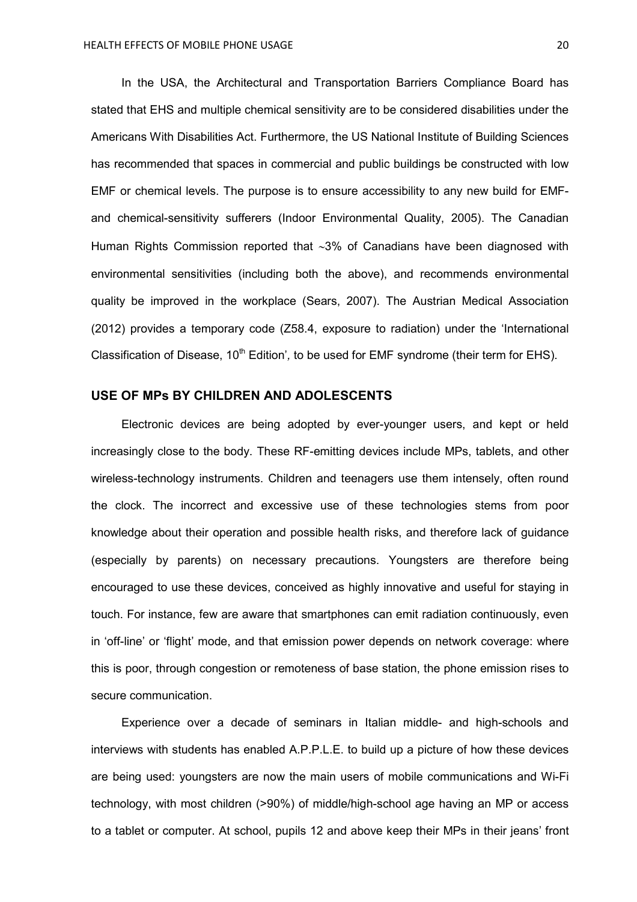In the USA, the Architectural and Transportation Barriers Compliance Board has stated that EHS and multiple chemical sensitivity are to be considered disabilities under the Americans With Disabilities Act. Furthermore, the US National Institute of Building Sciences has recommended that spaces in commercial and public buildings be constructed with low EMF or chemical levels. The purpose is to ensure accessibility to any new build for EMF- and chemical-sensitivity sufferers (Indoor Environmental Quality, 2005). The Canadian Human Rights Commission reported that ~3% of Canadians have been diagnosed with environmental sensitivities (including both the above), and recommends environmental quality be improved in the workplace (Sears, 2007). The Austrian Medical Association (2012) provides a temporary code (Z58.4, exposure to radiation) under the 'International Classification of Disease, 10th Edition', to be used for EMF syndrome (their term for EHS).

## USE OF MPs BY CHILDREN AND ADOLESCENTS

Electronic devices are being adopted by ever-younger users, and kept or held increasingly close to the body. These RF-emitting devices include MPs, tablets, and other wireless-technology instruments. Children and teenagers use them intensely, often round the clock. The incorrect and excessive use of these technologies stems from poor knowledge about their operation and possible health risks, and therefore lack of guidance (especially by parents) on necessary precautions. Youngsters are therefore being encouraged to use these devices, conceived as highly innovative and useful for staying in touch. For instance, few are aware that smartphones can emit radiation continuously, even in 'off-line' or 'flight' mode, and that emission power depends on network coverage: where this is poor, through congestion or remoteness of base station, the phone emission rises to secure communication.

Experience over a decade of seminars in Italian middle- and high-schools and interviews with students has enabled A.P.P.L.E. to build up a picture of how these devices are being used: youngsters are now the main users of mobile communications and Wi-Fi technology, with most children (>90%) of middle/high-school age having an MP or access to a tablet or computer. At school, pupils 12 and above keep their MPs in their jeans' front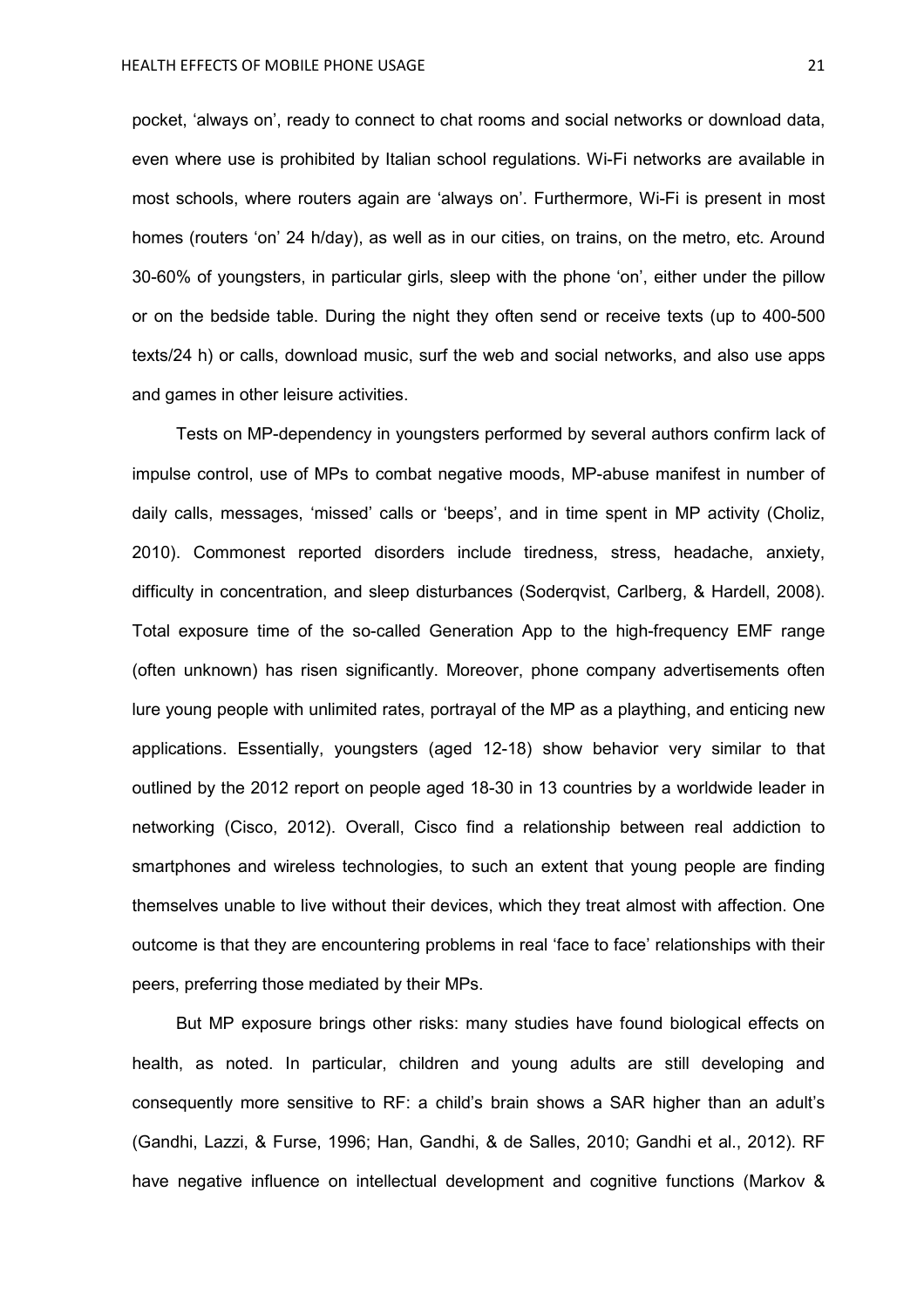pocket, 'always on', ready to connect to chat rooms and social networks or download data, even where use is prohibited by Italian school regulations. Wi-Fi networks are available in most schools, where routers again are 'always on'. Furthermore, Wi-Fi is present in most homes (routers 'on' 24 h/day), as well as in our cities, on trains, on the metro, etc. Around 30-60% of youngsters, in particular girls, sleep with the phone 'on', either under the pillow or on the bedside table. During the night they often send or receive texts (up to 400-500 texts/24 h) or calls, download music, surf the web and social networks, and also use apps and games in other leisure activities.

Tests on MP-dependency in youngsters performed by several authors confirm lack of impulse control, use of MPs to combat negative moods, MP-abuse manifest in number of daily calls, messages, 'missed' calls or 'beeps', and in time spent in MP activity (Choliz, 2010). Commonest reported disorders include tiredness, stress, headache, anxiety, difficulty in concentration, and sleep disturbances (Soderqvist, Carlberg, & Hardell, 2008). Total exposure time of the so-called Generation App to the high-frequency EMF range (often unknown) has risen significantly. Moreover, phone company advertisements often lure young people with unlimited rates, portrayal of the MP as a plaything, and enticing new applications. Essentially, youngsters (aged 12-18) show behavior very similar to that outlined by the 2012 report on people aged 18-30 in 13 countries by a worldwide leader in networking (Cisco, 2012). Overall, Cisco find a relationship between real addiction to smartphones and wireless technologies, to such an extent that young people are finding themselves unable to live without their devices, which they treat almost with affection. One outcome is that they are encountering problems in real 'face to face' relationships with their peers, preferring those mediated by their MPs.

But MP exposure brings other risks: many studies have found biological effects on health, as noted. In particular, children and young adults are still developing and consequently more sensitive to RF: a child's brain shows a SAR higher than an adult's (Gandhi, Lazzi, & Furse, 1996; Han, Gandhi, & de Salles, 2010; Gandhi et al., 2012). RF have negative influence on intellectual development and cognitive functions (Markov &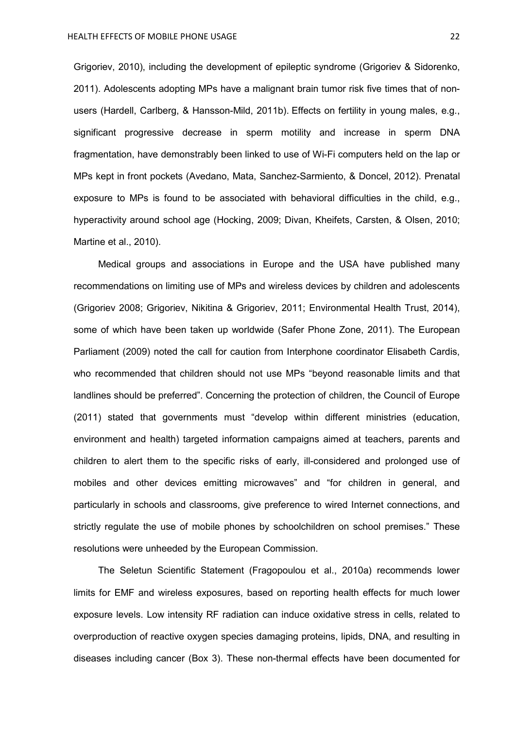Grigoriev, 2010), including the development of epileptic syndrome (Grigoriev & Sidorenko, 2011). Adolescents adopting MPs have a malignant brain tumor risk five times that of non-users (Hardell, Carlberg, & Hansson-Mild, 2011b). Effects on fertility in young males, e.g., significant progressive decrease in sperm motility and increase in sperm DNA fragmentation, have demonstrably been linked to use of Wi-Fi computers held on the lap or MPs kept in front pockets (Avedano, Mata, Sanchez-Sarmiento, & Doncel, 2012). Prenatal exposure to MPs is found to be associated with behavioral difficulties in the child, e.g., hyperactivity around school age (Hocking, 2009; Divan, Kheifets, Carsten, & Olsen, 2010; Martine et al., 2010).

Medical groups and associations in Europe and the USA have published many recommendations on limiting use of MPs and wireless devices by children and adolescents (Grigoriev 2008; Grigoriev, Nikitina & Grigoriev, 2011; Environmental Health Trust, 2014), some of which have been taken up worldwide (Safer Phone Zone, 2011). The European Parliament (2009) noted the call for caution from Interphone coordinator Elisabeth Cardis, who recommended that children should not use MPs "beyond reasonable limits and that landlines should be preferred". Concerning the protection of children, the Council of Europe (2011) stated that governments must "develop within different ministries (education, environment and health) targeted information campaigns aimed at teachers, parents and children to alert them to the specific risks of early, ill-considered and prolonged use of mobiles and other devices emitting microwaves" and "for children in general, and particularly in schools and classrooms, give preference to wired Internet connections, and strictly regulate the use of mobile phones by schoolchildren on school premises." These resolutions were unheeded by the European Commission.

The Seletun Scientific Statement (Fragopoulou et al., 2010a) recommends lower limits for EMF and wireless exposures, based on reporting health effects for much lower exposure levels. Low intensity RF radiation can induce oxidative stress in cells, related to overproduction of reactive oxygen species damaging proteins, lipids, DNA, and resulting in diseases including cancer (Box 3). These non-thermal effects have been documented for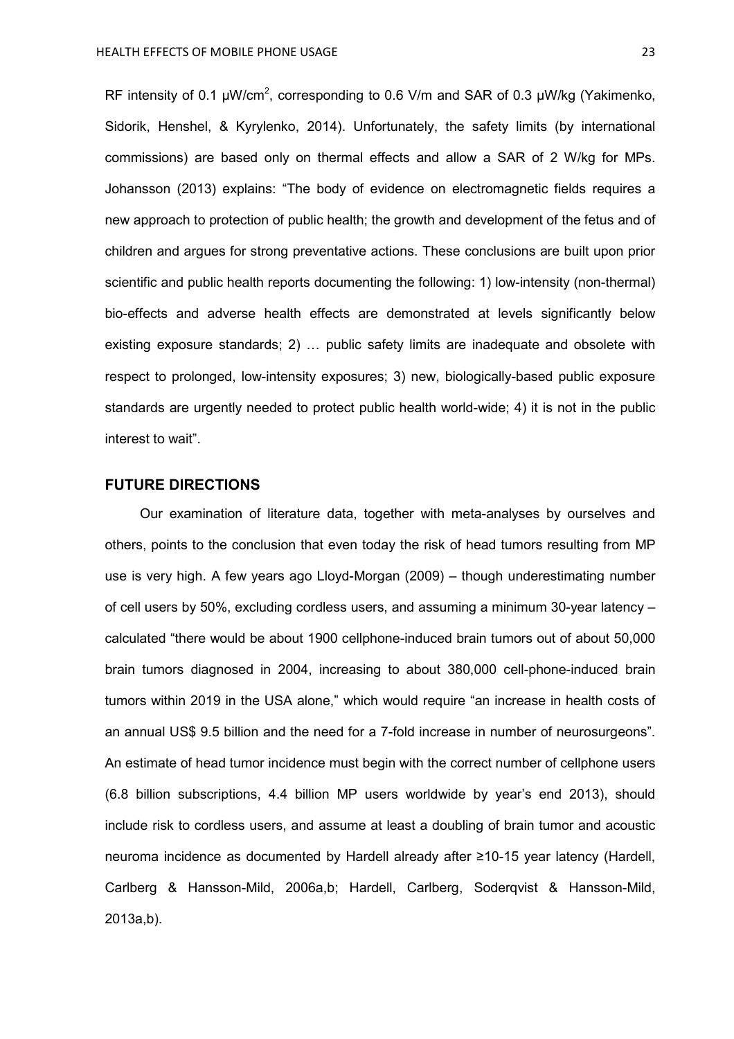RF intensity of 0.1 μW/cm$^2$, corresponding to 0.6 V/m and SAR of 0.3 μW/kg (Yakimenko, Sidorik, Henshel, & Kyrylenko, 2014). Unfortunately, the safety limits (by international commissions) are based only on thermal effects and allow a SAR of 2 W/kg for MPs. Johansson (2013) explains: "The body of evidence on electromagnetic fields requires a new approach to protection of public health; the growth and development of the fetus and of children and argues for strong preventative actions. These conclusions are built upon prior scientific and public health reports documenting the following: 1) low-intensity (non-thermal) bio-effects and adverse health effects are demonstrated at levels significantly below existing exposure standards; 2) … public safety limits are inadequate and obsolete with respect to prolonged, low-intensity exposures; 3) new, biologically-based public exposure standards are urgently needed to protect public health world-wide; 4) it is not in the public interest to wait".

## FUTURE DIRECTIONS

Our examination of literature data, together with meta-analyses by ourselves and others, points to the conclusion that even today the risk of head tumors resulting from MP use is very high. A few years ago Lloyd-Morgan (2009) – though underestimating number of cell users by 50%, excluding cordless users, and assuming a minimum 30-year latency – calculated "there would be about 1900 cellphone-induced brain tumors out of about 50,000 brain tumors diagnosed in 2004, increasing to about 380,000 cell-phone-induced brain tumors within 2019 in the USA alone," which would require "an increase in health costs of an annual US$ 9.5 billion and the need for a 7-fold increase in number of neurosurgeons". An estimate of head tumor incidence must begin with the correct number of cellphone users (6.8 billion subscriptions, 4.4 billion MP users worldwide by year's end 2013), should include risk to cordless users, and assume at least a doubling of brain tumor and acoustic neuroma incidence as documented by Hardell already after ≥10-15 year latency (Hardell, Carlberg & Hansson-Mild, 2006a,b; Hardell, Carlberg, Soderqvist & Hansson-Mild, 2013a,b).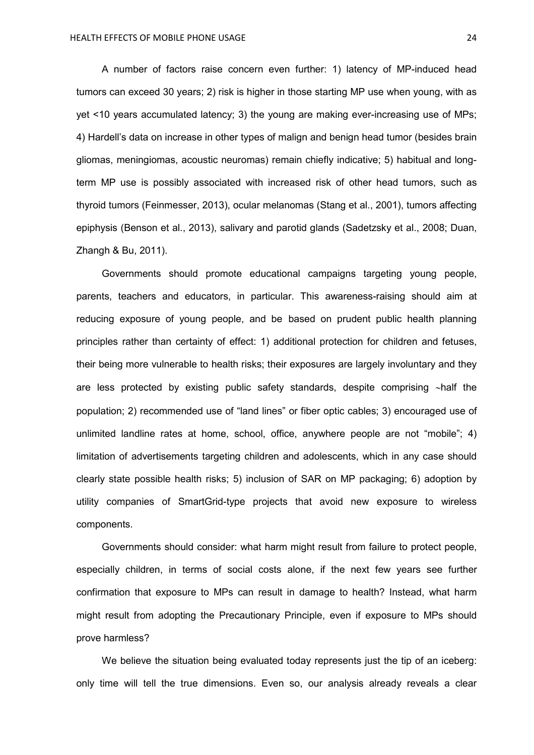A number of factors raise concern even further: 1) latency of MP-induced head tumors can exceed 30 years; 2) risk is higher in those starting MP use when young, with as yet <10 years accumulated latency; 3) the young are making ever-increasing use of MPs; 4) Hardell's data on increase in other types of malign and benign head tumor (besides brain gliomas, meningiomas, acoustic neuromas) remain chiefly indicative; 5) habitual and long-term MP use is possibly associated with increased risk of other head tumors, such as thyroid tumors (Feinmesser, 2013), ocular melanomas (Stang et al., 2001), tumors affecting epiphysis (Benson et al., 2013), salivary and parotid glands (Sadetzsky et al., 2008; Duan, Zhangh & Bu, 2011).

Governments should promote educational campaigns targeting young people, parents, teachers and educators, in particular. This awareness-raising should aim at reducing exposure of young people, and be based on prudent public health planning principles rather than certainty of effect: 1) additional protection for children and fetuses, their being more vulnerable to health risks; their exposures are largely involuntary and they are less protected by existing public safety standards, despite comprising ~half the population; 2) recommended use of "land lines" or fiber optic cables; 3) encouraged use of unlimited landline rates at home, school, office, anywhere people are not "mobile"; 4) limitation of advertisements targeting children and adolescents, which in any case should clearly state possible health risks; 5) inclusion of SAR on MP packaging; 6) adoption by utility companies of SmartGrid-type projects that avoid new exposure to wireless components.

Governments should consider: what harm might result from failure to protect people, especially children, in terms of social costs alone, if the next few years see further confirmation that exposure to MPs can result in damage to health? Instead, what harm might result from adopting the Precautionary Principle, even if exposure to MPs should prove harmless?

We believe the situation being evaluated today represents just the tip of an iceberg: only time will tell the true dimensions. Even so, our analysis already reveals a clear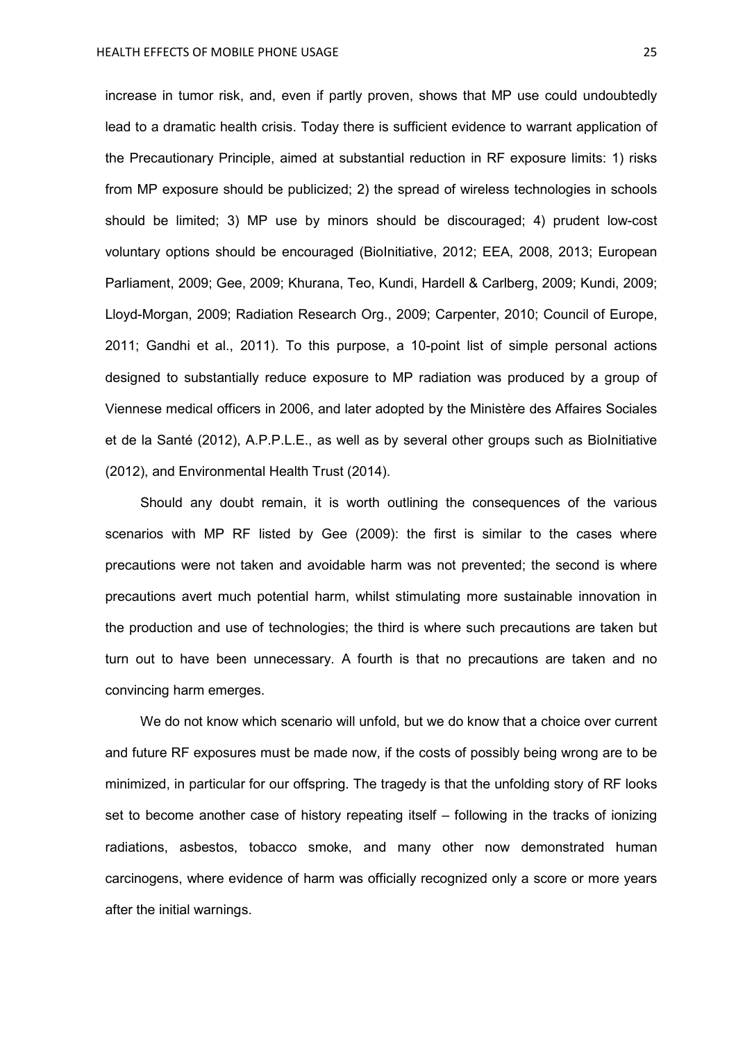increase in tumor risk, and, even if partly proven, shows that MP use could undoubtedly lead to a dramatic health crisis. Today there is sufficient evidence to warrant application of the Precautionary Principle, aimed at substantial reduction in RF exposure limits: 1) risks from MP exposure should be publicized; 2) the spread of wireless technologies in schools should be limited; 3) MP use by minors should be discouraged; 4) prudent low-cost voluntary options should be encouraged (BioInitiative, 2012; EEA, 2008, 2013; European Parliament, 2009; Gee, 2009; Khurana, Teo, Kundi, Hardell & Carlberg, 2009; Kundi, 2009; Lloyd-Morgan, 2009; Radiation Research Org., 2009; Carpenter, 2010; Council of Europe, 2011; Gandhi et al., 2011). To this purpose, a 10-point list of simple personal actions designed to substantially reduce exposure to MP radiation was produced by a group of Viennese medical officers in 2006, and later adopted by the Ministère des Affaires Sociales et de la Santé (2012), A.P.P.L.E., as well as by several other groups such as BioInitiative (2012), and Environmental Health Trust (2014).

Should any doubt remain, it is worth outlining the consequences of the various scenarios with MP RF listed by Gee (2009): the first is similar to the cases where precautions were not taken and avoidable harm was not prevented; the second is where precautions avert much potential harm, whilst stimulating more sustainable innovation in the production and use of technologies; the third is where such precautions are taken but turn out to have been unnecessary. A fourth is that no precautions are taken and no convincing harm emerges.

We do not know which scenario will unfold, but we do know that a choice over current and future RF exposures must be made now, if the costs of possibly being wrong are to be minimized, in particular for our offspring. The tragedy is that the unfolding story of RF looks set to become another case of history repeating itself – following in the tracks of ionizing radiations, asbestos, tobacco smoke, and many other now demonstrated human carcinogens, where evidence of harm was officially recognized only a score or more years after the initial warnings.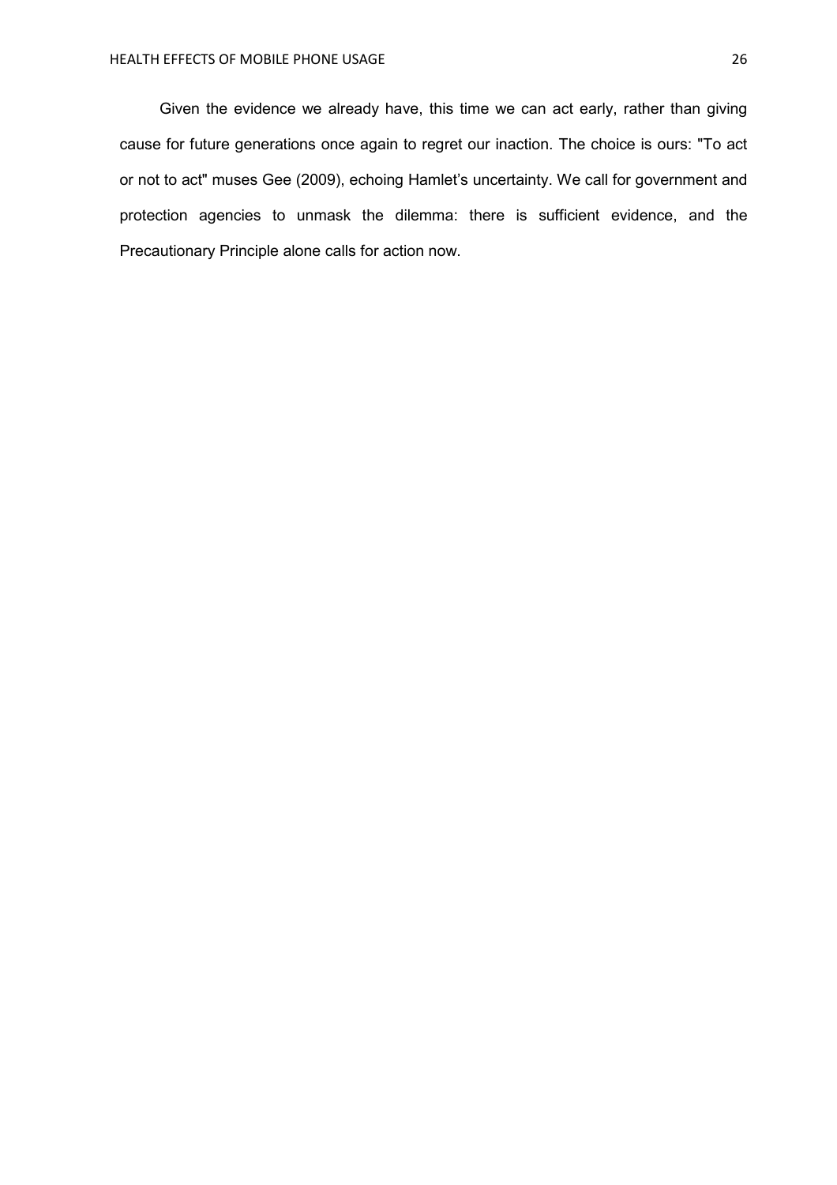Given the evidence we already have, this time we can act early, rather than giving cause for future generations once again to regret our inaction. The choice is ours: "To act or not to act" muses Gee (2009), echoing Hamlet's uncertainty. We call for government and protection agencies to unmask the dilemma: there is sufficient evidence, and the Precautionary Principle alone calls for action now.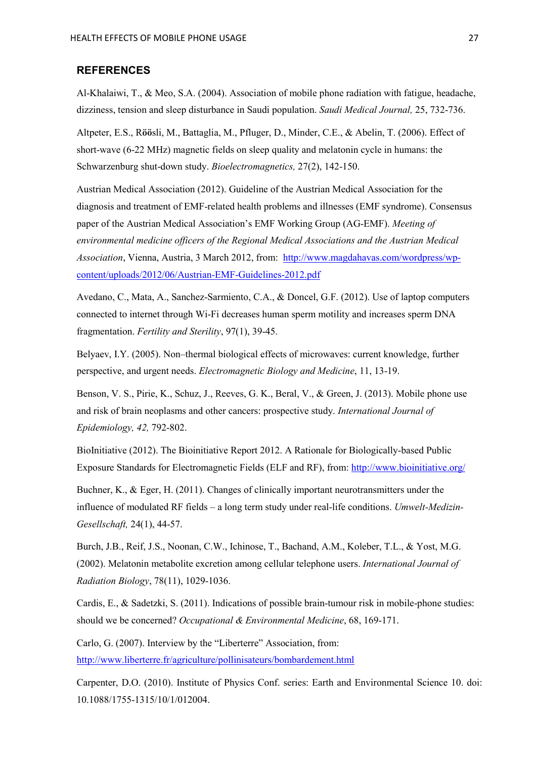## REFERENCES

Al-Khalaiwi, T., & Meo, S.A. (2004). Association of mobile phone radiation with fatigue, headache, dizziness, tension and sleep disturbance in Saudi population. *Saudi Medical Journal,* 25, 732-736.

Altpeter, E.S., Röösli, M., Battaglia, M., Pfluger, D., Minder, C.E., & Abelin, T. (2006). Effect of short-wave (6-22 MHz) magnetic fields on sleep quality and melatonin cycle in humans: the Schwarzenburg shut-down study. *Bioelectromagnetics,* 27(2), 142-150.

Austrian Medical Association (2012). Guideline of the Austrian Medical Association for the diagnosis and treatment of EMF-related health problems and illnesses (EMF syndrome). Consensus paper of the Austrian Medical Association's EMF Working Group (AG-EMF). *Meeting of environmental medicine officers of the Regional Medical Associations and the Austrian Medical Association*, Vienna, Austria, 3 March 2012, from: http://www.magdahavas.com/wordpress/wp-content/uploads/2012/06/Austrian-EMF-Guidelines-2012.pdf

Avedano, C., Mata, A., Sanchez-Sarmiento, C.A., & Doncel, G.F. (2012). Use of laptop computers connected to internet through Wi-Fi decreases human sperm motility and increases sperm DNA fragmentation. *Fertility and Sterility*, 97(1), 39-45.

Belyaev, I.Y. (2005). Non–thermal biological effects of microwaves: current knowledge, further perspective, and urgent needs. *Electromagnetic Biology and Medicine*, 11, 13-19.

Benson, V. S., Pirie, K., Schuz, J., Reeves, G. K., Beral, V., & Green, J. (2013). Mobile phone use and risk of brain neoplasms and other cancers: prospective study. *International Journal of Epidemiology, 42,* 792-802.

BioInitiative (2012). The Bioinitiative Report 2012. A Rationale for Biologically-based Public Exposure Standards for Electromagnetic Fields (ELF and RF), from: http://www.bioinitiative.org/

Buchner, K., & Eger, H. (2011). Changes of clinically important neurotransmitters under the influence of modulated RF fields – a long term study under real-life conditions. *Umwelt-Medizin-Gesellschaft,* 24(1), 44-57.

Burch, J.B., Reif, J.S., Noonan, C.W., Ichinose, T., Bachand, A.M., Koleber, T.L., & Yost, M.G. (2002). Melatonin metabolite excretion among cellular telephone users. *International Journal of Radiation Biology*, 78(11), 1029-1036.

Cardis, E., & Sadetzki, S. (2011). Indications of possible brain-tumour risk in mobile-phone studies: should we be concerned? *Occupational & Environmental Medicine*, 68, 169-171.

Carlo, G. (2007). Interview by the "Liberterre" Association, from: http://www.liberterre.fr/agriculture/pollinisateurs/bombardement.html

Carpenter, D.O. (2010). Institute of Physics Conf. series: Earth and Environmental Science 10. doi: 10.1088/1755-1315/10/1/012004.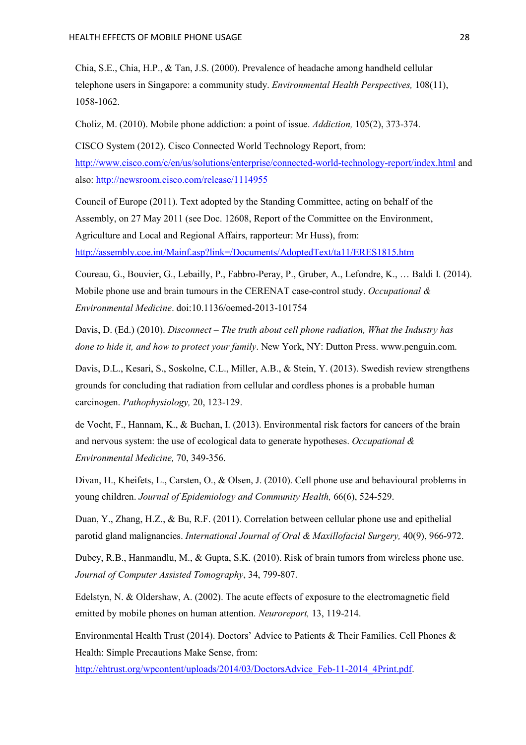Chia, S.E., Chia, H.P., & Tan, J.S. (2000). Prevalence of headache among handheld cellular telephone users in Singapore: a community study. *Environmental Health Perspectives,* 108(11), 1058-1062.

Choliz, M. (2010). Mobile phone addiction: a point of issue. *Addiction,* 105(2), 373-374.

CISCO System (2012). Cisco Connected World Technology Report, from: http://www.cisco.com/c/en/us/solutions/enterprise/connected-world-technology-report/index.html and also: http://newsroom.cisco.com/release/1114955

Council of Europe (2011). Text adopted by the Standing Committee, acting on behalf of the Assembly, on 27 May 2011 (see Doc. 12608, Report of the Committee on the Environment, Agriculture and Local and Regional Affairs, rapporteur: Mr Huss), from: http://assembly.coe.int/Mainf.asp?link=/Documents/AdoptedText/ta11/ERES1815.htm

Coureau, G., Bouvier, G., Lebailly, P., Fabbro-Peray, P., Gruber, A., Lefondre, K., … Baldi I. (2014). Mobile phone use and brain tumours in the CERENAT case-control study. *Occupational & Environmental Medicine*. doi:10.1136/oemed-2013-101754

Davis, D. (Ed.) (2010). *Disconnect – The truth about cell phone radiation, What the Industry has done to hide it, and how to protect your family*. New York, NY: Dutton Press. www.penguin.com.

Davis, D.L., Kesari, S., Soskolne, C.L., Miller, A.B., & Stein, Y. (2013). Swedish review strengthens grounds for concluding that radiation from cellular and cordless phones is a probable human carcinogen. *Pathophysiology,* 20, 123-129.

de Vocht, F., Hannam, K., & Buchan, I. (2013). Environmental risk factors for cancers of the brain and nervous system: the use of ecological data to generate hypotheses. *Occupational & Environmental Medicine,* 70, 349-356.

Divan, H., Kheifets, L., Carsten, O., & Olsen, J. (2010). Cell phone use and behavioural problems in young children. *Journal of Epidemiology and Community Health,* 66(6), 524-529.

Duan, Y., Zhang, H.Z., & Bu, R.F. (2011). Correlation between cellular phone use and epithelial parotid gland malignancies. *International Journal of Oral & Maxillofacial Surgery,* 40(9), 966-972.

Dubey, R.B., Hanmandlu, M., & Gupta, S.K. (2010). Risk of brain tumors from wireless phone use. *Journal of Computer Assisted Tomography*, 34, 799-807.

Edelstyn, N. & Oldershaw, A. (2002). The acute effects of exposure to the electromagnetic field emitted by mobile phones on human attention. *Neuroreport,* 13, 119-214.

Environmental Health Trust (2014). Doctors' Advice to Patients & Their Families. Cell Phones & Health: Simple Precautions Make Sense, from: http://ehtrust.org/wpcontent/uploads/2014/03/DoctorsAdvice_Feb-11-2014_4Print.pdf.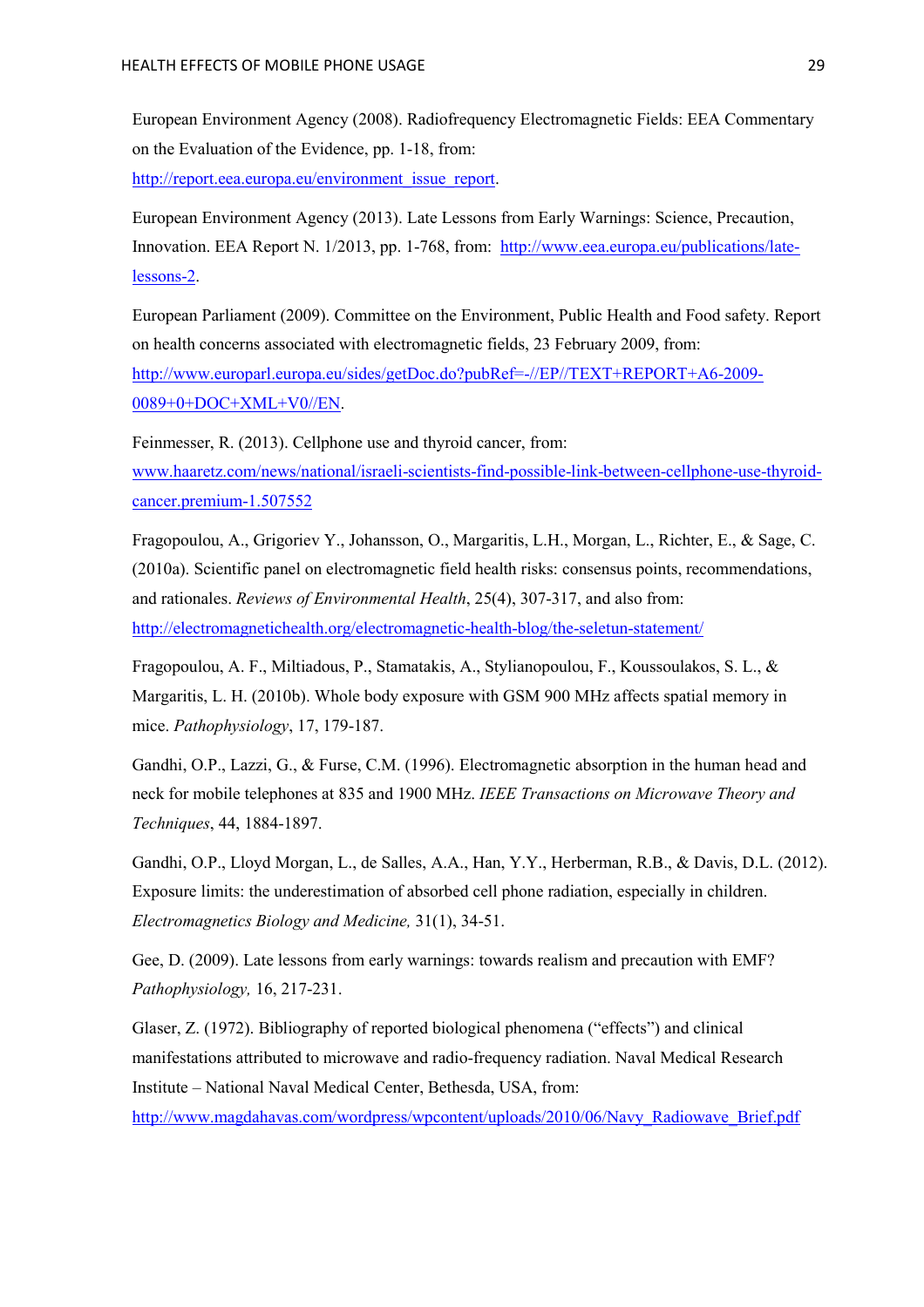European Environment Agency (2008). Radiofrequency Electromagnetic Fields: EEA Commentary on the Evaluation of the Evidence, pp. 1-18, from: http://report.eea.europa.eu/environment_issue_report.

European Environment Agency (2013). Late Lessons from Early Warnings: Science, Precaution, Innovation. EEA Report N. 1/2013, pp. 1-768, from: http://www.eea.europa.eu/publications/late-lessons-2.

European Parliament (2009). Committee on the Environment, Public Health and Food safety. Report on health concerns associated with electromagnetic fields, 23 February 2009, from: http://www.europarl.europa.eu/sides/getDoc.do?pubRef=-//EP//TEXT+REPORT+A6-2009-0089+0+DOC+XML+V0//EN.

Feinmesser, R. (2013). Cellphone use and thyroid cancer, from: www.haaretz.com/news/national/israeli-scientists-find-possible-link-between-cellphone-use-thyroid-cancer.premium-1.507552

Fragopoulou, A., Grigoriev Y., Johansson, O., Margaritis, L.H., Morgan, L., Richter, E., & Sage, C. (2010a). Scientific panel on electromagnetic field health risks: consensus points, recommendations, and rationales. *Reviews of Environmental Health*, 25(4), 307-317, and also from: http://electromagnetichealth.org/electromagnetic-health-blog/the-seletun-statement/

Fragopoulou, A. F., Miltiadous, P., Stamatakis, A., Stylianopoulou, F., Koussoulakos, S. L., & Margaritis, L. H. (2010b). Whole body exposure with GSM 900 MHz affects spatial memory in mice. *Pathophysiology*, 17, 179-187.

Gandhi, O.P., Lazzi, G., & Furse, C.M. (1996). Electromagnetic absorption in the human head and neck for mobile telephones at 835 and 1900 MHz. *IEEE Transactions on Microwave Theory and Techniques*, 44, 1884-1897.

Gandhi, O.P., Lloyd Morgan, L., de Salles, A.A., Han, Y.Y., Herberman, R.B., & Davis, D.L. (2012). Exposure limits: the underestimation of absorbed cell phone radiation, especially in children. *Electromagnetics Biology and Medicine,* 31(1), 34-51.

Gee, D. (2009). Late lessons from early warnings: towards realism and precaution with EMF? *Pathophysiology,* 16, 217-231.

Glaser, Z. (1972). Bibliography of reported biological phenomena ("effects") and clinical manifestations attributed to microwave and radio-frequency radiation. Naval Medical Research Institute – National Naval Medical Center, Bethesda, USA, from: http://www.magdahavas.com/wordpress/wpcontent/uploads/2010/06/Navy_Radiowave_Brief.pdf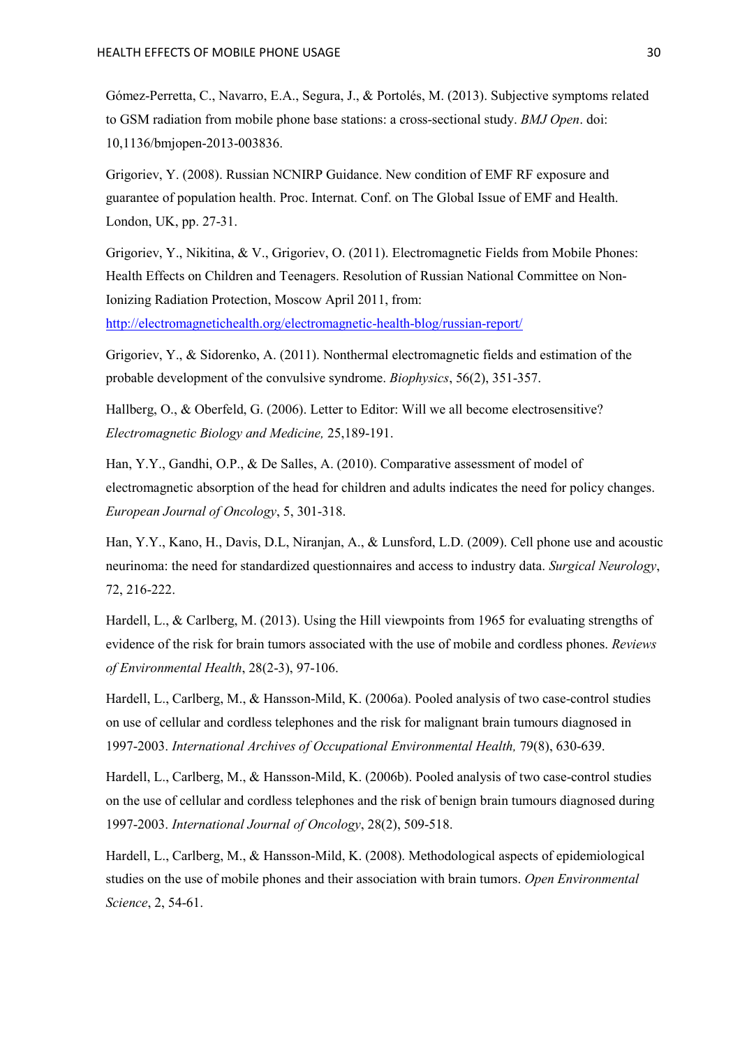Gómez-Perretta, C., Navarro, E.A., Segura, J., & Portolés, M. (2013). Subjective symptoms related to GSM radiation from mobile phone base stations: a cross-sectional study. *BMJ Open*. doi: 10,1136/bmjopen-2013-003836.

Grigoriev, Y. (2008). Russian NCNIRP Guidance. New condition of EMF RF exposure and guarantee of population health. Proc. Internat. Conf. on The Global Issue of EMF and Health. London, UK, pp. 27-31.

Grigoriev, Y., Nikitina, & V., Grigoriev, O. (2011). Electromagnetic Fields from Mobile Phones: Health Effects on Children and Teenagers. Resolution of Russian National Committee on Non-Ionizing Radiation Protection, Moscow April 2011, from: http://electromagnetichealth.org/electromagnetic-health-blog/russian-report/

Grigoriev, Y., & Sidorenko, A. (2011). Nonthermal electromagnetic fields and estimation of the probable development of the convulsive syndrome. *Biophysics*, 56(2), 351-357.

Hallberg, O., & Oberfeld, G. (2006). Letter to Editor: Will we all become electrosensitive? *Electromagnetic Biology and Medicine,* 25,189-191.

Han, Y.Y., Gandhi, O.P., & De Salles, A. (2010). Comparative assessment of model of electromagnetic absorption of the head for children and adults indicates the need for policy changes. *European Journal of Oncology*, 5, 301-318.

Han, Y.Y., Kano, H., Davis, D.L, Niranjan, A., & Lunsford, L.D. (2009). Cell phone use and acoustic neurinoma: the need for standardized questionnaires and access to industry data. *Surgical Neurology*, 72, 216-222.

Hardell, L., & Carlberg, M. (2013). Using the Hill viewpoints from 1965 for evaluating strengths of evidence of the risk for brain tumors associated with the use of mobile and cordless phones. *Reviews of Environmental Health*, 28(2-3), 97-106.

Hardell, L., Carlberg, M., & Hansson-Mild, K. (2006a). Pooled analysis of two case-control studies on use of cellular and cordless telephones and the risk for malignant brain tumours diagnosed in 1997-2003. *International Archives of Occupational Environmental Health,* 79(8), 630-639.

Hardell, L., Carlberg, M., & Hansson-Mild, K. (2006b). Pooled analysis of two case-control studies on the use of cellular and cordless telephones and the risk of benign brain tumours diagnosed during 1997-2003. *International Journal of Oncology*, 28(2), 509-518.

Hardell, L., Carlberg, M., & Hansson-Mild, K. (2008). Methodological aspects of epidemiological studies on the use of mobile phones and their association with brain tumors. *Open Environmental Science*, 2, 54-61.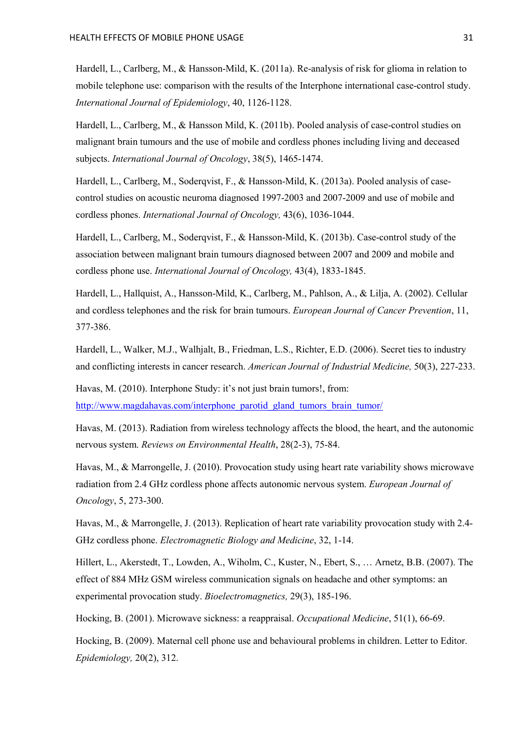Hardell, L., Carlberg, M., & Hansson-Mild, K. (2011a). Re-analysis of risk for glioma in relation to mobile telephone use: comparison with the results of the Interphone international case-control study. *International Journal of Epidemiology*, 40, 1126-1128.

Hardell, L., Carlberg, M., & Hansson Mild, K. (2011b). Pooled analysis of case-control studies on malignant brain tumours and the use of mobile and cordless phones including living and deceased subjects. *International Journal of Oncology*, 38(5), 1465-1474.

Hardell, L., Carlberg, M., Soderqvist, F., & Hansson-Mild, K. (2013a). Pooled analysis of case-control studies on acoustic neuroma diagnosed 1997-2003 and 2007-2009 and use of mobile and cordless phones. *International Journal of Oncology,* 43(6), 1036-1044.

Hardell, L., Carlberg, M., Soderqvist, F., & Hansson-Mild, K. (2013b). Case-control study of the association between malignant brain tumours diagnosed between 2007 and 2009 and mobile and cordless phone use. *International Journal of Oncology,* 43(4), 1833-1845.

Hardell, L., Hallquist, A., Hansson-Mild, K., Carlberg, M., Pahlson, A., & Lilja, A. (2002). Cellular and cordless telephones and the risk for brain tumours. *European Journal of Cancer Prevention*, 11, 377-386.

Hardell, L., Walker, M.J., Walhjalt, B., Friedman, L.S., Richter, E.D. (2006). Secret ties to industry and conflicting interests in cancer research. *American Journal of Industrial Medicine,* 50(3), 227-233.

Havas, M. (2010). Interphone Study: it's not just brain tumors!, from: http://www.magdahavas.com/interphone_parotid_gland_tumors_brain_tumor/

Havas, M. (2013). Radiation from wireless technology affects the blood, the heart, and the autonomic nervous system. *Reviews on Environmental Health*, 28(2-3), 75-84.

Havas, M., & Marrongelle, J. (2010). Provocation study using heart rate variability shows microwave radiation from 2.4 GHz cordless phone affects autonomic nervous system. *European Journal of Oncology*, 5, 273-300.

Havas, M., & Marrongelle, J. (2013). Replication of heart rate variability provocation study with 2.4-GHz cordless phone. *Electromagnetic Biology and Medicine*, 32, 1-14.

Hillert, L., Akerstedt, T., Lowden, A., Wiholm, C., Kuster, N., Ebert, S., … Arnetz, B.B. (2007). The effect of 884 MHz GSM wireless communication signals on headache and other symptoms: an experimental provocation study. *Bioelectromagnetics,* 29(3), 185-196.

Hocking, B. (2001). Microwave sickness: a reappraisal. *Occupational Medicine*, 51(1), 66-69.

Hocking, B. (2009). Maternal cell phone use and behavioural problems in children. Letter to Editor. *Epidemiology,* 20(2), 312.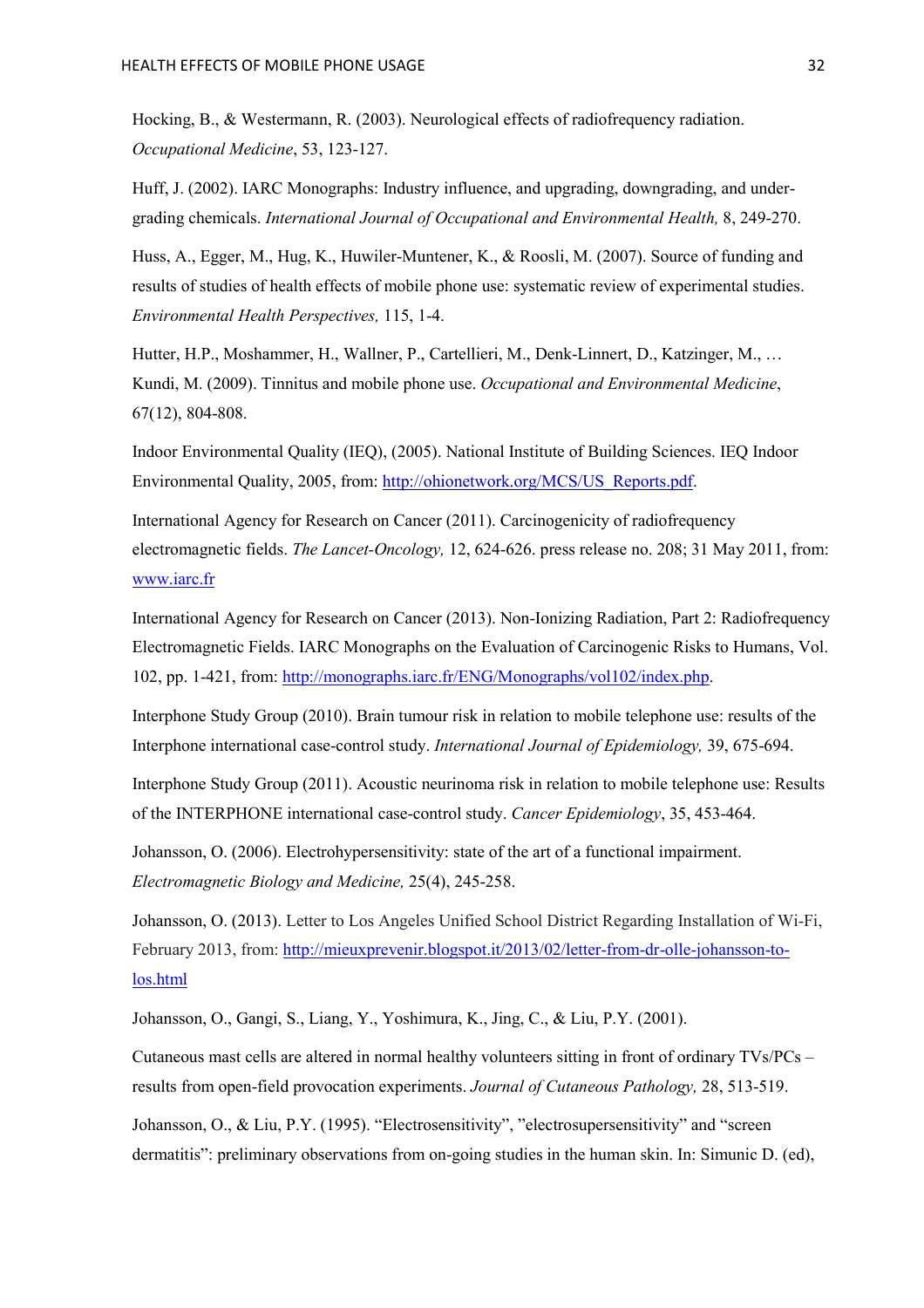Hocking, B., & Westermann, R. (2003). Neurological effects of radiofrequency radiation. *Occupational Medicine*, 53, 123-127.

Huff, J. (2002). IARC Monographs: Industry influence, and upgrading, downgrading, and under-grading chemicals. *International Journal of Occupational and Environmental Health,* 8, 249-270.

Huss, A., Egger, M., Hug, K., Huwiler-Muntener, K., & Roosli, M. (2007). Source of funding and results of studies of health effects of mobile phone use: systematic review of experimental studies. *Environmental Health Perspectives,* 115, 1-4.

Hutter, H.P., Moshammer, H., Wallner, P., Cartellieri, M., Denk-Linnert, D., Katzinger, M., … Kundi, M. (2009). Tinnitus and mobile phone use. *Occupational and Environmental Medicine*, 67(12), 804-808.

Indoor Environmental Quality (IEQ), (2005). National Institute of Building Sciences. IEQ Indoor Environmental Quality, 2005, from: http://ohionetwork.org/MCS/US_Reports.pdf.

International Agency for Research on Cancer (2011). Carcinogenicity of radiofrequency electromagnetic fields. *The Lancet-Oncology,* 12, 624-626. press release no. 208; 31 May 2011, from: www.iarc.fr

International Agency for Research on Cancer (2013). Non-Ionizing Radiation, Part 2: Radiofrequency Electromagnetic Fields. IARC Monographs on the Evaluation of Carcinogenic Risks to Humans, Vol. 102, pp. 1-421, from: http://monographs.iarc.fr/ENG/Monographs/vol102/index.php.

Interphone Study Group (2010). Brain tumour risk in relation to mobile telephone use: results of the Interphone international case-control study. *International Journal of Epidemiology,* 39, 675-694.

Interphone Study Group (2011). Acoustic neurinoma risk in relation to mobile telephone use: Results of the INTERPHONE international case-control study. *Cancer Epidemiology*, 35, 453-464.

Johansson, O. (2006). Electrohypersensitivity: state of the art of a functional impairment. *Electromagnetic Biology and Medicine,* 25(4), 245-258.

Johansson, O. (2013). Letter to Los Angeles Unified School District Regarding Installation of Wi-Fi, February 2013, from: http://mieuxprevenir.blogspot.it/2013/02/letter-from-dr-olle-johansson-to-los.html

Johansson, O., Gangi, S., Liang, Y., Yoshimura, K., Jing, C., & Liu, P.Y. (2001).

Cutaneous mast cells are altered in normal healthy volunteers sitting in front of ordinary TVs/PCs – results from open-field provocation experiments. *Journal of Cutaneous Pathology,* 28, 513-519.

Johansson, O., & Liu, P.Y. (1995). "Electrosensitivity", "electrosupersensitivity" and "screen dermatitis": preliminary observations from on-going studies in the human skin. In: Simunic D. (ed),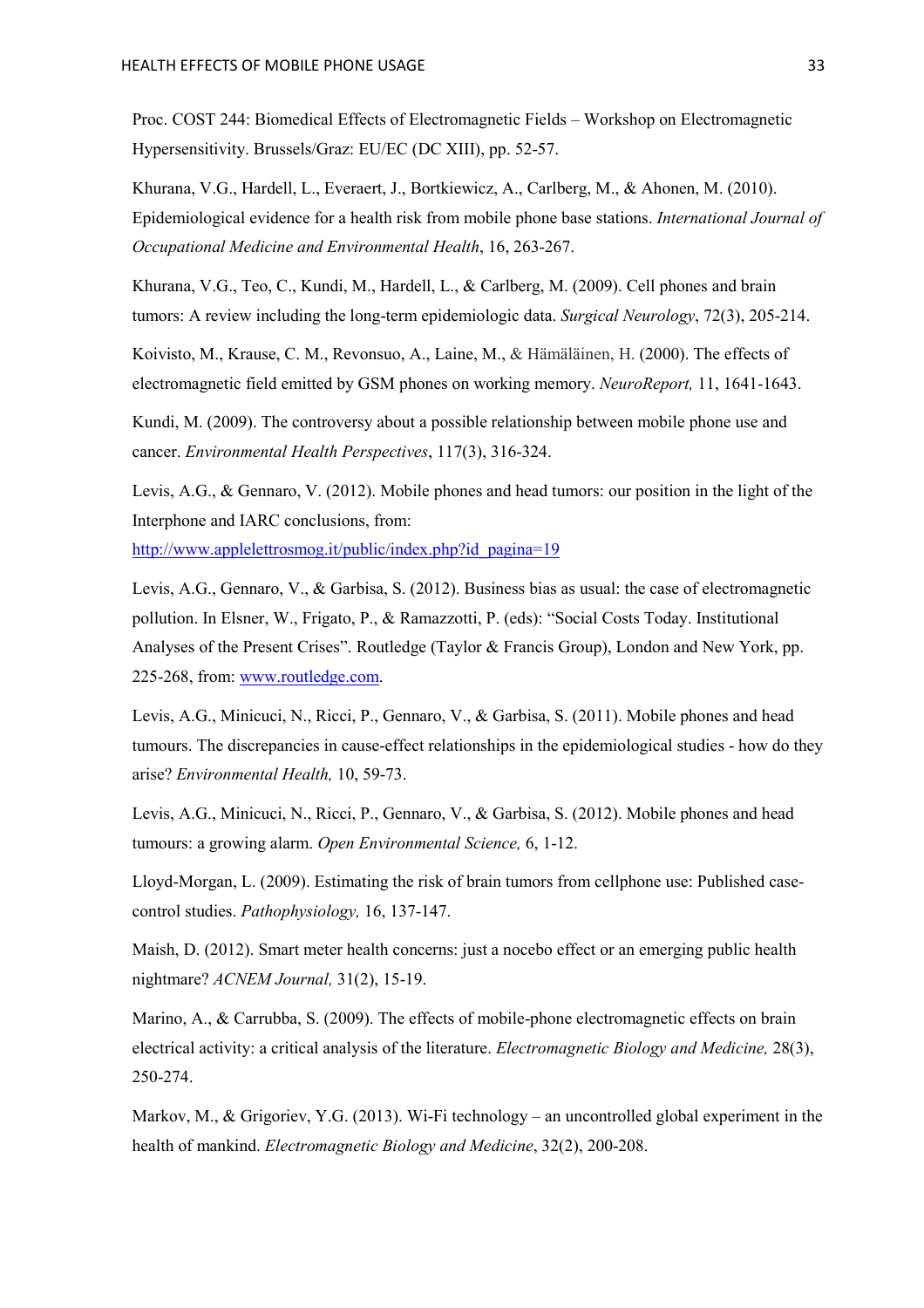Proc. COST 244: Biomedical Effects of Electromagnetic Fields – Workshop on Electromagnetic Hypersensitivity. Brussels/Graz: EU/EC (DC XIII), pp. 52-57.

Khurana, V.G., Hardell, L., Everaert, J., Bortkiewicz, A., Carlberg, M., & Ahonen, M. (2010). Epidemiological evidence for a health risk from mobile phone base stations. *International Journal of Occupational Medicine and Environmental Health*, 16, 263-267.

Khurana, V.G., Teo, C., Kundi, M., Hardell, L., & Carlberg, M. (2009). Cell phones and brain tumors: A review including the long-term epidemiologic data. *Surgical Neurology*, 72(3), 205-214.

Koivisto, M., Krause, C. M., Revonsuo, A., Laine, M., & Hämäläinen, H. (2000). The effects of electromagnetic field emitted by GSM phones on working memory. *NeuroReport,* 11, 1641-1643.

Kundi, M. (2009). The controversy about a possible relationship between mobile phone use and cancer. *Environmental Health Perspectives*, 117(3), 316-324.

Levis, A.G., & Gennaro, V. (2012). Mobile phones and head tumors: our position in the light of the Interphone and IARC conclusions, from: http://www.applelettrosmog.it/public/index.php?id_pagina=19

Levis, A.G., Gennaro, V., & Garbisa, S. (2012). Business bias as usual: the case of electromagnetic pollution. In Elsner, W., Frigato, P., & Ramazzotti, P. (eds): "Social Costs Today. Institutional Analyses of the Present Crises". Routledge (Taylor & Francis Group), London and New York, pp. 225-268, from: www.routledge.com.

Levis, A.G., Minicuci, N., Ricci, P., Gennaro, V., & Garbisa, S. (2011). Mobile phones and head tumours. The discrepancies in cause-effect relationships in the epidemiological studies - how do they arise? *Environmental Health,* 10, 59-73.

Levis, A.G., Minicuci, N., Ricci, P., Gennaro, V., & Garbisa, S. (2012). Mobile phones and head tumours: a growing alarm. *Open Environmental Science,* 6, 1-12.

Lloyd-Morgan, L. (2009). Estimating the risk of brain tumors from cellphone use: Published case-control studies. *Pathophysiology,* 16, 137-147.

Maish, D. (2012). Smart meter health concerns: just a nocebo effect or an emerging public health nightmare? *ACNEM Journal,* 31(2), 15-19.

Marino, A., & Carrubba, S. (2009). The effects of mobile-phone electromagnetic effects on brain electrical activity: a critical analysis of the literature. *Electromagnetic Biology and Medicine,* 28(3), 250-274.

Markov, M., & Grigoriev, Y.G. (2013). Wi-Fi technology – an uncontrolled global experiment in the health of mankind. *Electromagnetic Biology and Medicine*, 32(2), 200-208.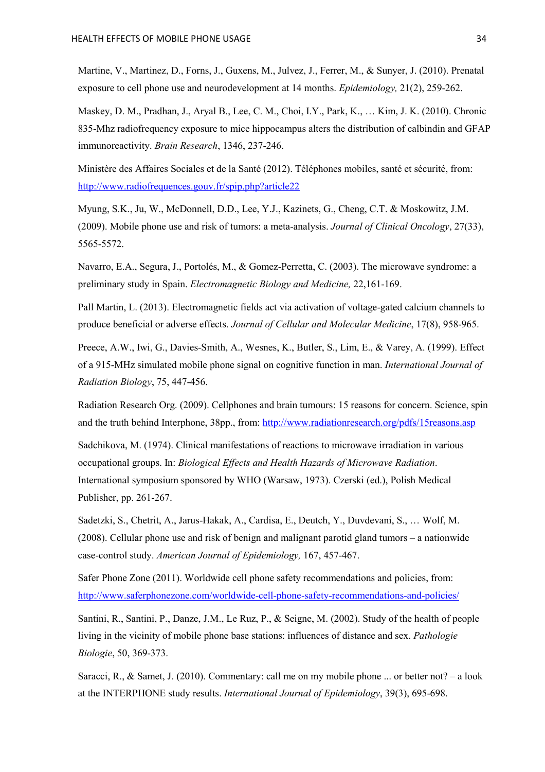Martine, V., Martinez, D., Forns, J., Guxens, M., Julvez, J., Ferrer, M., & Sunyer, J. (2010). Prenatal exposure to cell phone use and neurodevelopment at 14 months. *Epidemiology,* 21(2), 259-262.

Maskey, D. M., Pradhan, J., Aryal B., Lee, C. M., Choi, I.Y., Park, K., … Kim, J. K. (2010). Chronic 835-Mhz radiofrequency exposure to mice hippocampus alters the distribution of calbindin and GFAP immunoreactivity. *Brain Research*, 1346, 237-246.

Ministère des Affaires Sociales et de la Santé (2012). Téléphones mobiles, santé et sécurité, from: http://www.radiofrequences.gouv.fr/spip.php?article22

Myung, S.K., Ju, W., McDonnell, D.D., Lee, Y.J., Kazinets, G., Cheng, C.T. & Moskowitz, J.M. (2009). Mobile phone use and risk of tumors: a meta-analysis. *Journal of Clinical Oncology*, 27(33), 5565-5572.

Navarro, E.A., Segura, J., Portolés, M., & Gomez-Perretta, C. (2003). The microwave syndrome: a preliminary study in Spain. *Electromagnetic Biology and Medicine,* 22,161-169.

Pall Martin, L. (2013). Electromagnetic fields act via activation of voltage-gated calcium channels to produce beneficial or adverse effects. *Journal of Cellular and Molecular Medicine*, 17(8), 958-965.

Preece, A.W., Iwi, G., Davies-Smith, A., Wesnes, K., Butler, S., Lim, E., & Varey, A. (1999). Effect of a 915-MHz simulated mobile phone signal on cognitive function in man. *International Journal of Radiation Biology*, 75, 447-456.

Radiation Research Org. (2009). Cellphones and brain tumours: 15 reasons for concern. Science, spin and the truth behind Interphone, 38pp., from: http://www.radiationresearch.org/pdfs/15reasons.asp

Sadchikova, M. (1974). Clinical manifestations of reactions to microwave irradiation in various occupational groups. In: *Biological Effects and Health Hazards of Microwave Radiation*. International symposium sponsored by WHO (Warsaw, 1973). Czerski (ed.), Polish Medical Publisher, pp. 261-267.

Sadetzki, S., Chetrit, A., Jarus-Hakak, A., Cardisa, E., Deutch, Y., Duvdevani, S., … Wolf, M. (2008). Cellular phone use and risk of benign and malignant parotid gland tumors – a nationwide case-control study. *American Journal of Epidemiology,* 167, 457-467.

Safer Phone Zone (2011). Worldwide cell phone safety recommendations and policies, from: http://www.saferphonezone.com/worldwide-cell-phone-safety-recommendations-and-policies/

Santini, R., Santini, P., Danze, J.M., Le Ruz, P., & Seigne, M. (2002). Study of the health of people living in the vicinity of mobile phone base stations: influences of distance and sex. *Pathologie Biologie*, 50, 369-373.

Saracci, R., & Samet, J. (2010). Commentary: call me on my mobile phone ... or better not? – a look at the INTERPHONE study results. *International Journal of Epidemiology*, 39(3), 695-698.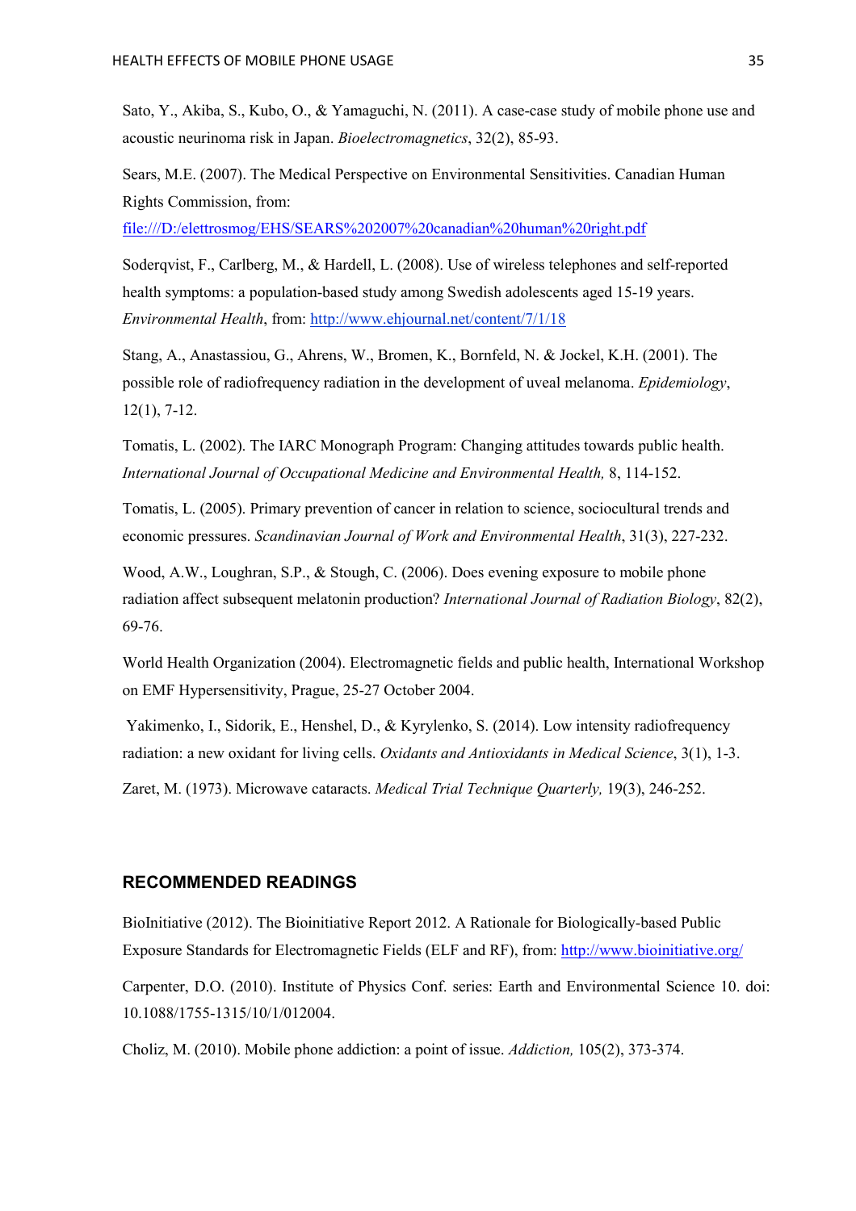Sato, Y., Akiba, S., Kubo, O., & Yamaguchi, N. (2011). A case-case study of mobile phone use and acoustic neurinoma risk in Japan. *Bioelectromagnetics*, 32(2), 85-93.

Sears, M.E. (2007). The Medical Perspective on Environmental Sensitivities. Canadian Human Rights Commission, from: file:///D:/elettrosmog/EHS/SEARS%202007%20canadian%20human%20right.pdf

Soderqvist, F., Carlberg, M., & Hardell, L. (2008). Use of wireless telephones and self-reported health symptoms: a population-based study among Swedish adolescents aged 15-19 years. *Environmental Health*, from: http://www.ehjournal.net/content/7/1/18

Stang, A., Anastassiou, G., Ahrens, W., Bromen, K., Bornfeld, N. & Jockel, K.H. (2001). The possible role of radiofrequency radiation in the development of uveal melanoma. *Epidemiology*, 12(1), 7-12.

Tomatis, L. (2002). The IARC Monograph Program: Changing attitudes towards public health. *International Journal of Occupational Medicine and Environmental Health,* 8, 114-152.

Tomatis, L. (2005). Primary prevention of cancer in relation to science, sociocultural trends and economic pressures. *Scandinavian Journal of Work and Environmental Health*, 31(3), 227-232.

Wood, A.W., Loughran, S.P., & Stough, C. (2006). Does evening exposure to mobile phone radiation affect subsequent melatonin production? *International Journal of Radiation Biology*, 82(2), 69-76.

World Health Organization (2004). Electromagnetic fields and public health, International Workshop on EMF Hypersensitivity, Prague, 25-27 October 2004.

Yakimenko, I., Sidorik, E., Henshel, D., & Kyrylenko, S. (2014). Low intensity radiofrequency radiation: a new oxidant for living cells. *Oxidants and Antioxidants in Medical Science*, 3(1), 1-3.

Zaret, M. (1973). Microwave cataracts. *Medical Trial Technique Quarterly,* 19(3), 246-252.

## RECOMMENDED READINGS

BioInitiative (2012). The Bioinitiative Report 2012. A Rationale for Biologically-based Public Exposure Standards for Electromagnetic Fields (ELF and RF), from: http://www.bioinitiative.org/

Carpenter, D.O. (2010). Institute of Physics Conf. series: Earth and Environmental Science 10. doi: 10.1088/1755-1315/10/1/012004.

Choliz, M. (2010). Mobile phone addiction: a point of issue. *Addiction,* 105(2), 373-374.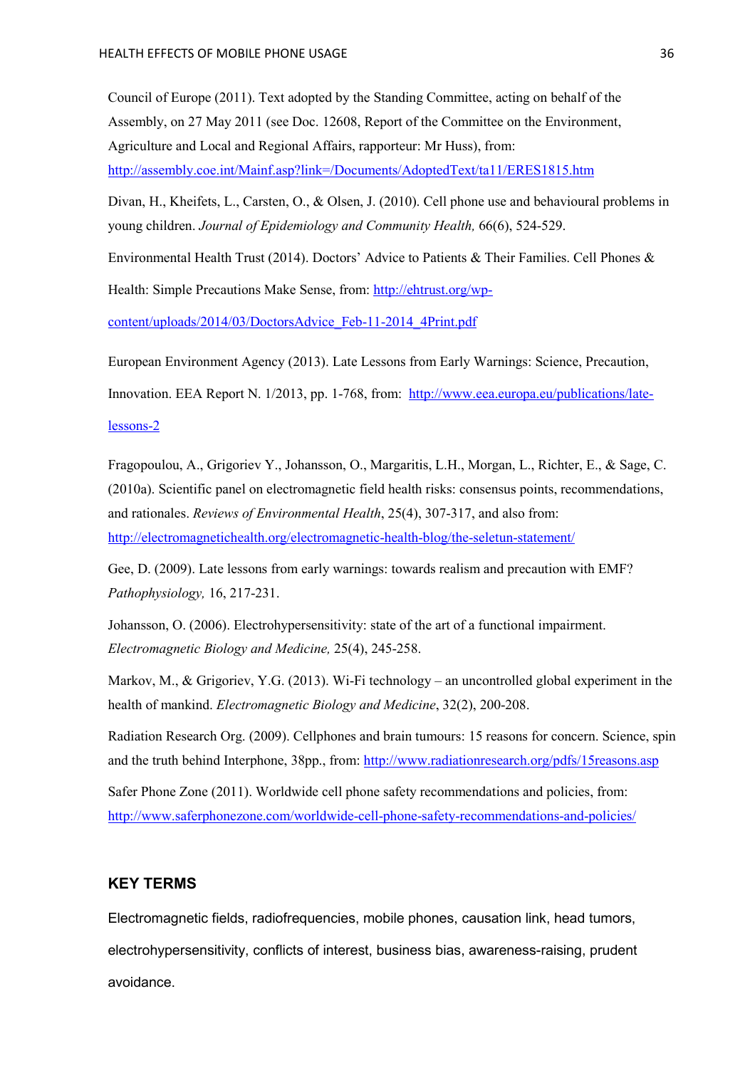Council of Europe (2011). Text adopted by the Standing Committee, acting on behalf of the Assembly, on 27 May 2011 (see Doc. 12608, Report of the Committee on the Environment, Agriculture and Local and Regional Affairs, rapporteur: Mr Huss), from: http://assembly.coe.int/Mainf.asp?link=/Documents/AdoptedText/ta11/ERES1815.htm

Divan, H., Kheifets, L., Carsten, O., & Olsen, J. (2010). Cell phone use and behavioural problems in young children. *Journal of Epidemiology and Community Health,* 66(6), 524-529.

Environmental Health Trust (2014). Doctors' Advice to Patients & Their Families. Cell Phones & Health: Simple Precautions Make Sense, from: http://ehtrust.org/wp-content/uploads/2014/03/DoctorsAdvice_Feb-11-2014_4Print.pdf

European Environment Agency (2013). Late Lessons from Early Warnings: Science, Precaution, Innovation. EEA Report N. 1/2013, pp. 1-768, from: http://www.eea.europa.eu/publications/late-lessons-2

Fragopoulou, A., Grigoriev Y., Johansson, O., Margaritis, L.H., Morgan, L., Richter, E., & Sage, C. (2010a). Scientific panel on electromagnetic field health risks: consensus points, recommendations, and rationales. *Reviews of Environmental Health*, 25(4), 307-317, and also from: http://electromagnetichealth.org/electromagnetic-health-blog/the-seletun-statement/

Gee, D. (2009). Late lessons from early warnings: towards realism and precaution with EMF? *Pathophysiology,* 16, 217-231.

Johansson, O. (2006). Electrohypersensitivity: state of the art of a functional impairment. *Electromagnetic Biology and Medicine,* 25(4), 245-258.

Markov, M., & Grigoriev, Y.G. (2013). Wi-Fi technology – an uncontrolled global experiment in the health of mankind. *Electromagnetic Biology and Medicine*, 32(2), 200-208.

Radiation Research Org. (2009). Cellphones and brain tumours: 15 reasons for concern. Science, spin and the truth behind Interphone, 38pp., from: http://www.radiationresearch.org/pdfs/15reasons.asp

Safer Phone Zone (2011). Worldwide cell phone safety recommendations and policies, from: http://www.saferphonezone.com/worldwide-cell-phone-safety-recommendations-and-policies/

## KEY TERMS

Electromagnetic fields, radiofrequencies, mobile phones, causation link, head tumors, electrohypersensitivity, conflicts of interest, business bias, awareness-raising, prudent avoidance.